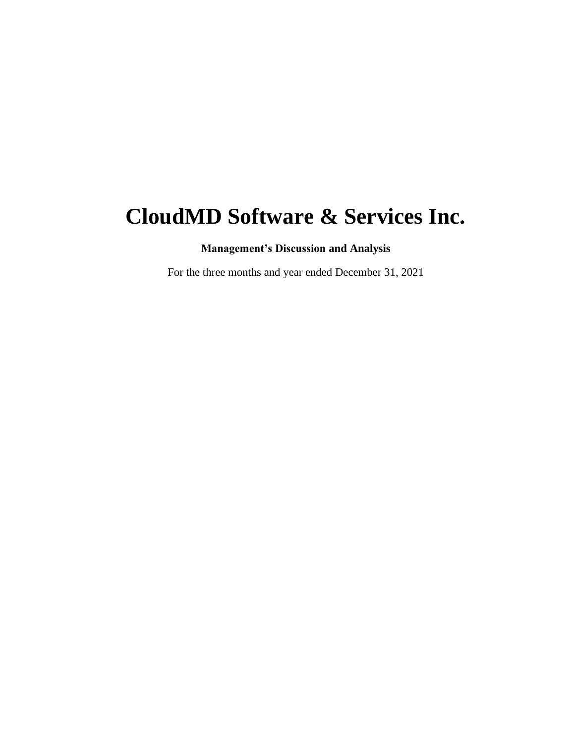# CloudMD Software & Services Inc.

**Management's Discussion and Analysis**

For the three months and year ended December 31, 2021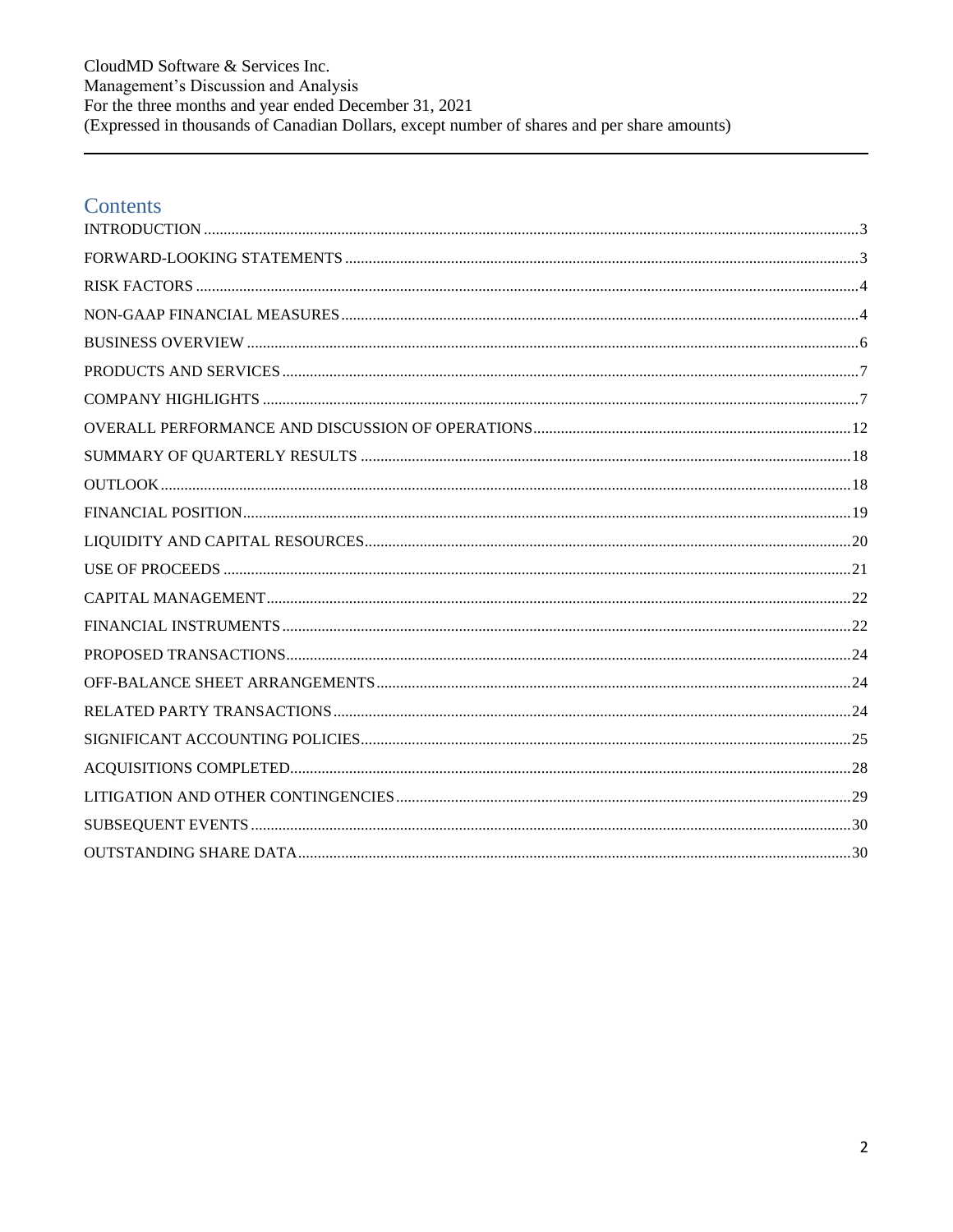# Contents

INTRODUCTION ... 3
FORWARD-LOOKING STATEMENTS ... 3
RISK FACTORS ... 4
NON-GAAP FINANCIAL MEASURES ... 4
BUSINESS OVERVIEW ... 6
PRODUCTS AND SERVICES ... 7
COMPANY HIGHLIGHTS ... 7
OVERALL PERFORMANCE AND DISCUSSION OF OPERATIONS ... 12
SUMMARY OF QUARTERLY RESULTS ... 18
OUTLOOK ... 18
FINANCIAL POSITION ... 19
LIQUIDITY AND CAPITAL RESOURCES ... 20
USE OF PROCEEDS ... 21
CAPITAL MANAGEMENT ... 22
FINANCIAL INSTRUMENTS ... 22
PROPOSED TRANSACTIONS ... 24
OFF-BALANCE SHEET ARRANGEMENTS ... 24
RELATED PARTY TRANSACTIONS ... 24
SIGNIFICANT ACCOUNTING POLICIES ... 25
ACQUISITIONS COMPLETED ... 28
LITIGATION AND OTHER CONTINGENCIES ... 29
SUBSEQUENT EVENTS ... 30
OUTSTANDING SHARE DATA ... 30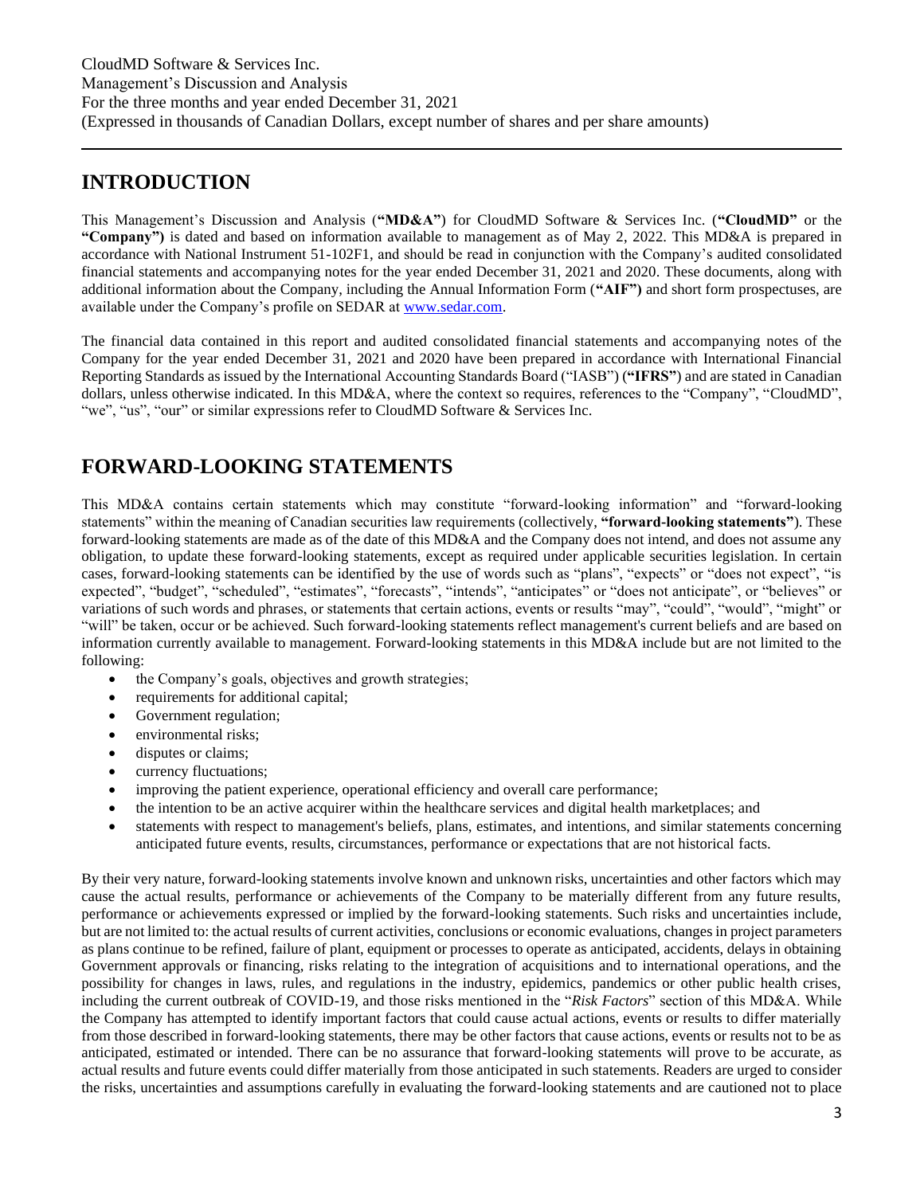## INTRODUCTION

This Management's Discussion and Analysis (**"MD&A"**) for CloudMD Software & Services Inc. (**"CloudMD"** or the **"Company"**) is dated and based on information available to management as of May 2, 2022. This MD&A is prepared in accordance with National Instrument 51-102F1, and should be read in conjunction with the Company's audited consolidated financial statements and accompanying notes for the year ended December 31, 2021 and 2020. These documents, along with additional information about the Company, including the Annual Information Form (**"AIF"**) and short form prospectuses, are available under the Company's profile on SEDAR at www.sedar.com.

The financial data contained in this report and audited consolidated financial statements and accompanying notes of the Company for the year ended December 31, 2021 and 2020 have been prepared in accordance with International Financial Reporting Standards as issued by the International Accounting Standards Board ("IASB") (**"IFRS"**) and are stated in Canadian dollars, unless otherwise indicated. In this MD&A, where the context so requires, references to the "Company", "CloudMD", "we", "us", "our" or similar expressions refer to CloudMD Software & Services Inc.

## FORWARD-LOOKING STATEMENTS

This MD&A contains certain statements which may constitute "forward-looking information" and "forward-looking statements" within the meaning of Canadian securities law requirements (collectively, **"forward-looking statements"**). These forward-looking statements are made as of the date of this MD&A and the Company does not intend, and does not assume any obligation, to update these forward-looking statements, except as required under applicable securities legislation. In certain cases, forward-looking statements can be identified by the use of words such as "plans", "expects" or "does not expect", "is expected", "budget", "scheduled", "estimates", "forecasts", "intends", "anticipates" or "does not anticipate", or "believes" or variations of such words and phrases, or statements that certain actions, events or results "may", "could", "would", "might" or "will" be taken, occur or be achieved. Such forward-looking statements reflect management's current beliefs and are based on information currently available to management. Forward-looking statements in this MD&A include but are not limited to the following:

- the Company's goals, objectives and growth strategies;
- requirements for additional capital;
- Government regulation;
- environmental risks;
- disputes or claims;
- currency fluctuations;
- improving the patient experience, operational efficiency and overall care performance;
- the intention to be an active acquirer within the healthcare services and digital health marketplaces; and
- statements with respect to management's beliefs, plans, estimates, and intentions, and similar statements concerning anticipated future events, results, circumstances, performance or expectations that are not historical facts.

By their very nature, forward-looking statements involve known and unknown risks, uncertainties and other factors which may cause the actual results, performance or achievements of the Company to be materially different from any future results, performance or achievements expressed or implied by the forward-looking statements. Such risks and uncertainties include, but are not limited to: the actual results of current activities, conclusions or economic evaluations, changes in project parameters as plans continue to be refined, failure of plant, equipment or processes to operate as anticipated, accidents, delays in obtaining Government approvals or financing, risks relating to the integration of acquisitions and to international operations, and the possibility for changes in laws, rules, and regulations in the industry, epidemics, pandemics or other public health crises, including the current outbreak of COVID-19, and those risks mentioned in the "*Risk Factors*" section of this MD&A. While the Company has attempted to identify important factors that could cause actual actions, events or results to differ materially from those described in forward-looking statements, there may be other factors that cause actions, events or results not to be as anticipated, estimated or intended. There can be no assurance that forward-looking statements will prove to be accurate, as actual results and future events could differ materially from those anticipated in such statements. Readers are urged to consider the risks, uncertainties and assumptions carefully in evaluating the forward-looking statements and are cautioned not to place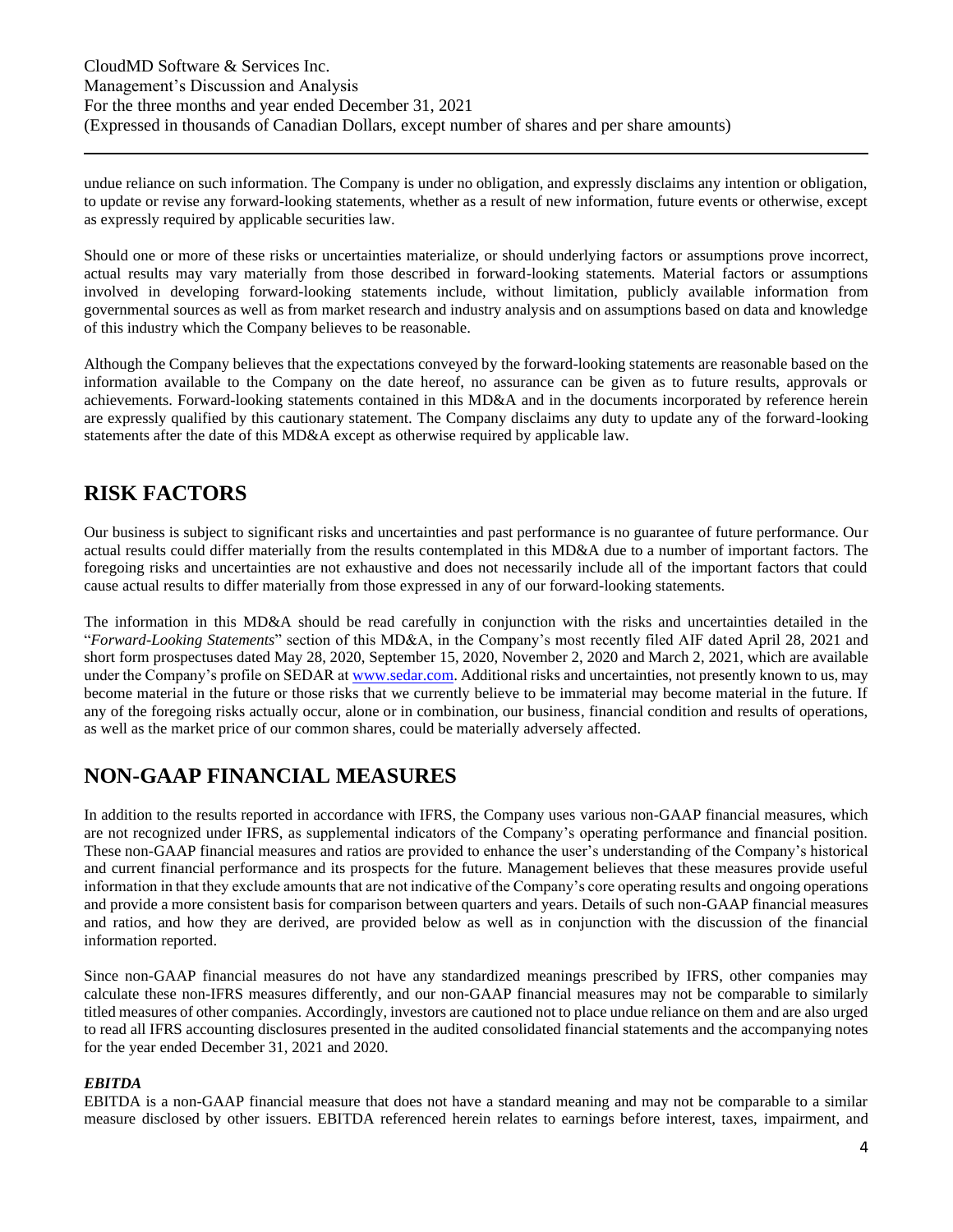undue reliance on such information. The Company is under no obligation, and expressly disclaims any intention or obligation, to update or revise any forward-looking statements, whether as a result of new information, future events or otherwise, except as expressly required by applicable securities law.

Should one or more of these risks or uncertainties materialize, or should underlying factors or assumptions prove incorrect, actual results may vary materially from those described in forward-looking statements. Material factors or assumptions involved in developing forward-looking statements include, without limitation, publicly available information from governmental sources as well as from market research and industry analysis and on assumptions based on data and knowledge of this industry which the Company believes to be reasonable.

Although the Company believes that the expectations conveyed by the forward-looking statements are reasonable based on the information available to the Company on the date hereof, no assurance can be given as to future results, approvals or achievements. Forward-looking statements contained in this MD&A and in the documents incorporated by reference herein are expressly qualified by this cautionary statement. The Company disclaims any duty to update any of the forward-looking statements after the date of this MD&A except as otherwise required by applicable law.

# RISK FACTORS

Our business is subject to significant risks and uncertainties and past performance is no guarantee of future performance. Our actual results could differ materially from the results contemplated in this MD&A due to a number of important factors. The foregoing risks and uncertainties are not exhaustive and does not necessarily include all of the important factors that could cause actual results to differ materially from those expressed in any of our forward-looking statements.

The information in this MD&A should be read carefully in conjunction with the risks and uncertainties detailed in the "*Forward-Looking Statements*" section of this MD&A, in the Company's most recently filed AIF dated April 28, 2021 and short form prospectuses dated May 28, 2020, September 15, 2020, November 2, 2020 and March 2, 2021, which are available under the Company's profile on SEDAR at www.sedar.com. Additional risks and uncertainties, not presently known to us, may become material in the future or those risks that we currently believe to be immaterial may become material in the future. If any of the foregoing risks actually occur, alone or in combination, our business, financial condition and results of operations, as well as the market price of our common shares, could be materially adversely affected.

# NON-GAAP FINANCIAL MEASURES

In addition to the results reported in accordance with IFRS, the Company uses various non-GAAP financial measures, which are not recognized under IFRS, as supplemental indicators of the Company's operating performance and financial position. These non-GAAP financial measures and ratios are provided to enhance the user's understanding of the Company's historical and current financial performance and its prospects for the future. Management believes that these measures provide useful information in that they exclude amounts that are not indicative of the Company's core operating results and ongoing operations and provide a more consistent basis for comparison between quarters and years. Details of such non-GAAP financial measures and ratios, and how they are derived, are provided below as well as in conjunction with the discussion of the financial information reported.

Since non-GAAP financial measures do not have any standardized meanings prescribed by IFRS, other companies may calculate these non-IFRS measures differently, and our non-GAAP financial measures may not be comparable to similarly titled measures of other companies. Accordingly, investors are cautioned not to place undue reliance on them and are also urged to read all IFRS accounting disclosures presented in the audited consolidated financial statements and the accompanying notes for the year ended December 31, 2021 and 2020.

***EBITDA***

EBITDA is a non-GAAP financial measure that does not have a standard meaning and may not be comparable to a similar measure disclosed by other issuers. EBITDA referenced herein relates to earnings before interest, taxes, impairment, and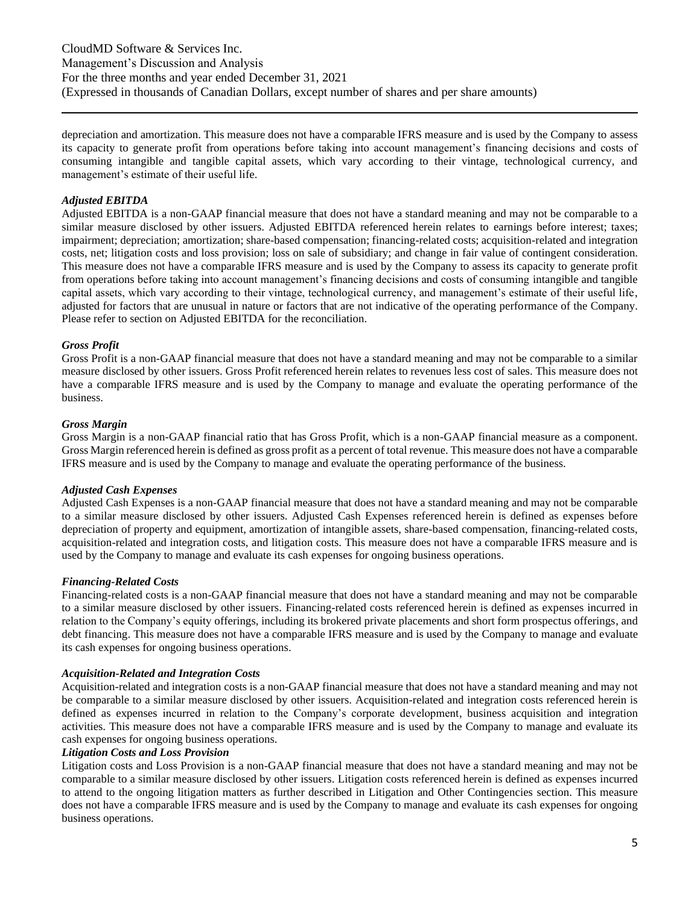depreciation and amortization. This measure does not have a comparable IFRS measure and is used by the Company to assess its capacity to generate profit from operations before taking into account management's financing decisions and costs of consuming intangible and tangible capital assets, which vary according to their vintage, technological currency, and management's estimate of their useful life.

***Adjusted EBITDA***

Adjusted EBITDA is a non-GAAP financial measure that does not have a standard meaning and may not be comparable to a similar measure disclosed by other issuers. Adjusted EBITDA referenced herein relates to earnings before interest; taxes; impairment; depreciation; amortization; share-based compensation; financing-related costs; acquisition-related and integration costs, net; litigation costs and loss provision; loss on sale of subsidiary; and change in fair value of contingent consideration. This measure does not have a comparable IFRS measure and is used by the Company to assess its capacity to generate profit from operations before taking into account management's financing decisions and costs of consuming intangible and tangible capital assets, which vary according to their vintage, technological currency, and management's estimate of their useful life, adjusted for factors that are unusual in nature or factors that are not indicative of the operating performance of the Company. Please refer to section on Adjusted EBITDA for the reconciliation.

***Gross Profit***

Gross Profit is a non-GAAP financial measure that does not have a standard meaning and may not be comparable to a similar measure disclosed by other issuers. Gross Profit referenced herein relates to revenues less cost of sales. This measure does not have a comparable IFRS measure and is used by the Company to manage and evaluate the operating performance of the business.

***Gross Margin***

Gross Margin is a non-GAAP financial ratio that has Gross Profit, which is a non-GAAP financial measure as a component. Gross Margin referenced herein is defined as gross profit as a percent of total revenue. This measure does not have a comparable IFRS measure and is used by the Company to manage and evaluate the operating performance of the business.

***Adjusted Cash Expenses***

Adjusted Cash Expenses is a non-GAAP financial measure that does not have a standard meaning and may not be comparable to a similar measure disclosed by other issuers. Adjusted Cash Expenses referenced herein is defined as expenses before depreciation of property and equipment, amortization of intangible assets, share-based compensation, financing-related costs, acquisition-related and integration costs, and litigation costs. This measure does not have a comparable IFRS measure and is used by the Company to manage and evaluate its cash expenses for ongoing business operations.

***Financing-Related Costs***

Financing-related costs is a non-GAAP financial measure that does not have a standard meaning and may not be comparable to a similar measure disclosed by other issuers. Financing-related costs referenced herein is defined as expenses incurred in relation to the Company's equity offerings, including its brokered private placements and short form prospectus offerings, and debt financing. This measure does not have a comparable IFRS measure and is used by the Company to manage and evaluate its cash expenses for ongoing business operations.

***Acquisition-Related and Integration Costs***

Acquisition-related and integration costs is a non-GAAP financial measure that does not have a standard meaning and may not be comparable to a similar measure disclosed by other issuers. Acquisition-related and integration costs referenced herein is defined as expenses incurred in relation to the Company's corporate development, business acquisition and integration activities. This measure does not have a comparable IFRS measure and is used by the Company to manage and evaluate its cash expenses for ongoing business operations.

***Litigation Costs and Loss Provision***

Litigation costs and Loss Provision is a non-GAAP financial measure that does not have a standard meaning and may not be comparable to a similar measure disclosed by other issuers. Litigation costs referenced herein is defined as expenses incurred to attend to the ongoing litigation matters as further described in Litigation and Other Contingencies section. This measure does not have a comparable IFRS measure and is used by the Company to manage and evaluate its cash expenses for ongoing business operations.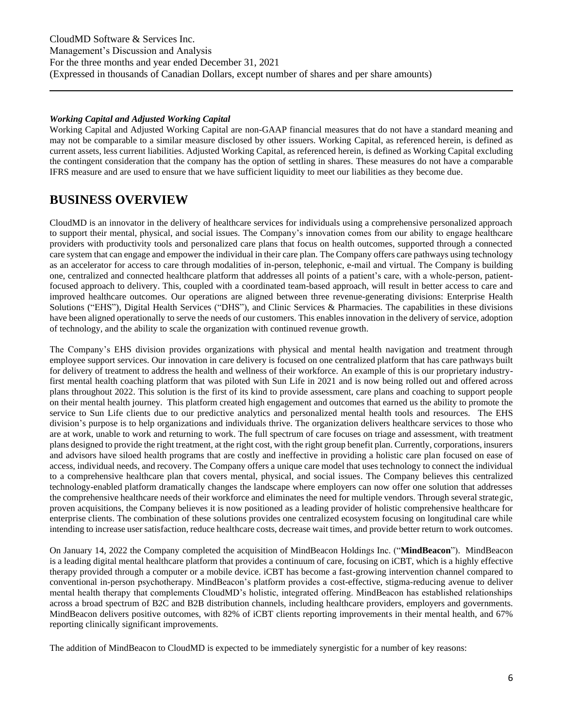***Working Capital and Adjusted Working Capital***

Working Capital and Adjusted Working Capital are non-GAAP financial measures that do not have a standard meaning and may not be comparable to a similar measure disclosed by other issuers. Working Capital, as referenced herein, is defined as current assets, less current liabilities. Adjusted Working Capital, as referenced herein, is defined as Working Capital excluding the contingent consideration that the company has the option of settling in shares. These measures do not have a comparable IFRS measure and are used to ensure that we have sufficient liquidity to meet our liabilities as they become due.

# BUSINESS OVERVIEW

CloudMD is an innovator in the delivery of healthcare services for individuals using a comprehensive personalized approach to support their mental, physical, and social issues. The Company's innovation comes from our ability to engage healthcare providers with productivity tools and personalized care plans that focus on health outcomes, supported through a connected care system that can engage and empower the individual in their care plan. The Company offers care pathways using technology as an accelerator for access to care through modalities of in-person, telephonic, e-mail and virtual. The Company is building one, centralized and connected healthcare platform that addresses all points of a patient's care, with a whole-person, patient-focused approach to delivery. This, coupled with a coordinated team-based approach, will result in better access to care and improved healthcare outcomes. Our operations are aligned between three revenue-generating divisions: Enterprise Health Solutions ("EHS"), Digital Health Services ("DHS"), and Clinic Services & Pharmacies. The capabilities in these divisions have been aligned operationally to serve the needs of our customers. This enables innovation in the delivery of service, adoption of technology, and the ability to scale the organization with continued revenue growth.

The Company's EHS division provides organizations with physical and mental health navigation and treatment through employee support services. Our innovation in care delivery is focused on one centralized platform that has care pathways built for delivery of treatment to address the health and wellness of their workforce. An example of this is our proprietary industry-first mental health coaching platform that was piloted with Sun Life in 2021 and is now being rolled out and offered across plans throughout 2022. This solution is the first of its kind to provide assessment, care plans and coaching to support people on their mental health journey. This platform created high engagement and outcomes that earned us the ability to promote the service to Sun Life clients due to our predictive analytics and personalized mental health tools and resources. The EHS division's purpose is to help organizations and individuals thrive. The organization delivers healthcare services to those who are at work, unable to work and returning to work. The full spectrum of care focuses on triage and assessment, with treatment plans designed to provide the right treatment, at the right cost, with the right group benefit plan. Currently, corporations, insurers and advisors have siloed health programs that are costly and ineffective in providing a holistic care plan focused on ease of access, individual needs, and recovery. The Company offers a unique care model that uses technology to connect the individual to a comprehensive healthcare plan that covers mental, physical, and social issues. The Company believes this centralized technology-enabled platform dramatically changes the landscape where employers can now offer one solution that addresses the comprehensive healthcare needs of their workforce and eliminates the need for multiple vendors. Through several strategic, proven acquisitions, the Company believes it is now positioned as a leading provider of holistic comprehensive healthcare for enterprise clients. The combination of these solutions provides one centralized ecosystem focusing on longitudinal care while intending to increase user satisfaction, reduce healthcare costs, decrease wait times, and provide better return to work outcomes.

On January 14, 2022 the Company completed the acquisition of MindBeacon Holdings Inc. ("**MindBeacon**"). MindBeacon is a leading digital mental healthcare platform that provides a continuum of care, focusing on iCBT, which is a highly effective therapy provided through a computer or a mobile device. iCBT has become a fast-growing intervention channel compared to conventional in-person psychotherapy. MindBeacon's platform provides a cost-effective, stigma-reducing avenue to deliver mental health therapy that complements CloudMD's holistic, integrated offering. MindBeacon has established relationships across a broad spectrum of B2C and B2B distribution channels, including healthcare providers, employers and governments. MindBeacon delivers positive outcomes, with 82% of iCBT clients reporting improvements in their mental health, and 67% reporting clinically significant improvements.

The addition of MindBeacon to CloudMD is expected to be immediately synergistic for a number of key reasons: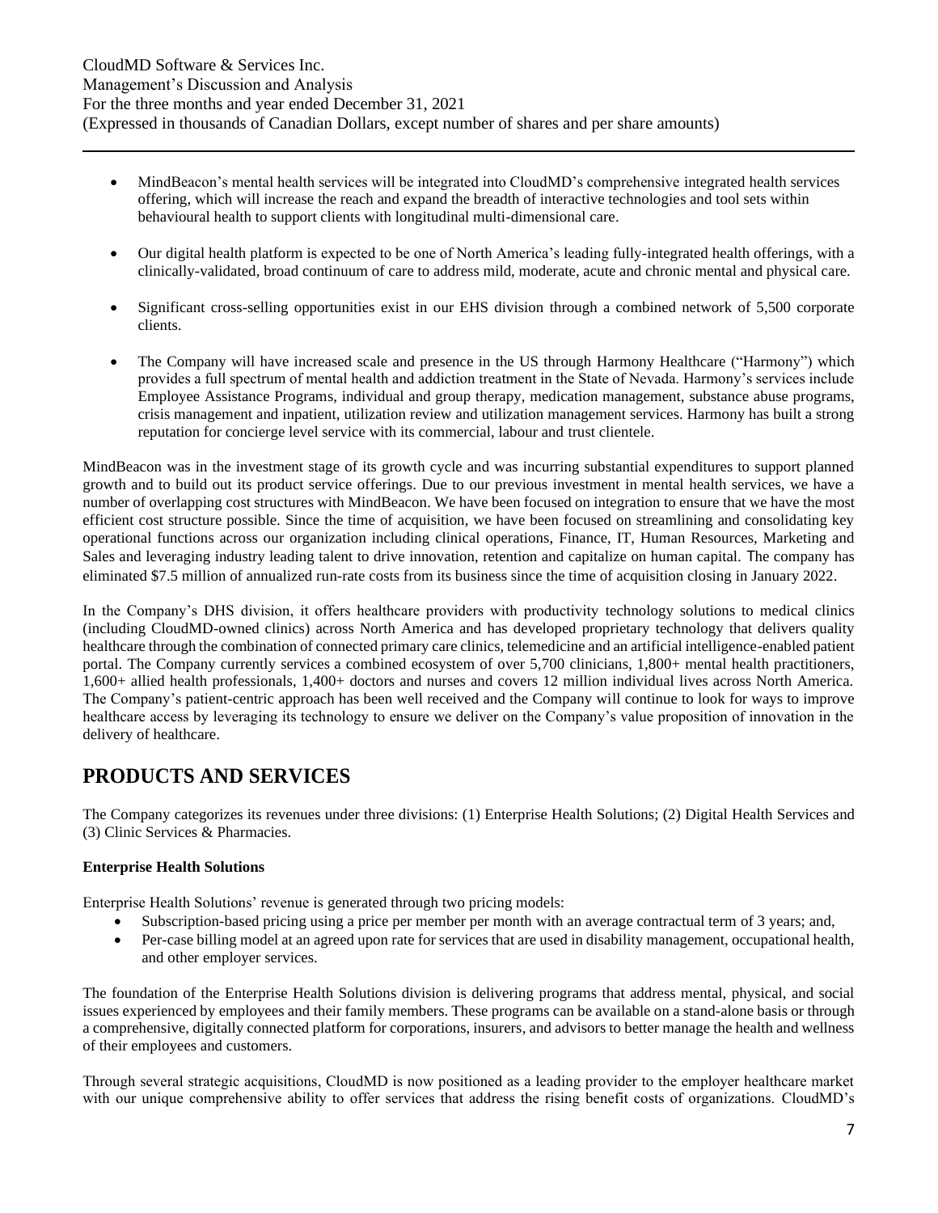- MindBeacon's mental health services will be integrated into CloudMD's comprehensive integrated health services offering, which will increase the reach and expand the breadth of interactive technologies and tool sets within behavioural health to support clients with longitudinal multi-dimensional care.
- Our digital health platform is expected to be one of North America's leading fully-integrated health offerings, with a clinically-validated, broad continuum of care to address mild, moderate, acute and chronic mental and physical care.
- Significant cross-selling opportunities exist in our EHS division through a combined network of 5,500 corporate clients.
- The Company will have increased scale and presence in the US through Harmony Healthcare ("Harmony") which provides a full spectrum of mental health and addiction treatment in the State of Nevada. Harmony's services include Employee Assistance Programs, individual and group therapy, medication management, substance abuse programs, crisis management and inpatient, utilization review and utilization management services. Harmony has built a strong reputation for concierge level service with its commercial, labour and trust clientele.

MindBeacon was in the investment stage of its growth cycle and was incurring substantial expenditures to support planned growth and to build out its product service offerings. Due to our previous investment in mental health services, we have a number of overlapping cost structures with MindBeacon. We have been focused on integration to ensure that we have the most efficient cost structure possible. Since the time of acquisition, we have been focused on streamlining and consolidating key operational functions across our organization including clinical operations, Finance, IT, Human Resources, Marketing and Sales and leveraging industry leading talent to drive innovation, retention and capitalize on human capital. The company has eliminated $7.5 million of annualized run-rate costs from its business since the time of acquisition closing in January 2022.

In the Company's DHS division, it offers healthcare providers with productivity technology solutions to medical clinics (including CloudMD-owned clinics) across North America and has developed proprietary technology that delivers quality healthcare through the combination of connected primary care clinics, telemedicine and an artificial intelligence-enabled patient portal. The Company currently services a combined ecosystem of over 5,700 clinicians, 1,800+ mental health practitioners, 1,600+ allied health professionals, 1,400+ doctors and nurses and covers 12 million individual lives across North America. The Company's patient-centric approach has been well received and the Company will continue to look for ways to improve healthcare access by leveraging its technology to ensure we deliver on the Company's value proposition of innovation in the delivery of healthcare.

# PRODUCTS AND SERVICES

The Company categorizes its revenues under three divisions: (1) Enterprise Health Solutions; (2) Digital Health Services and (3) Clinic Services & Pharmacies.

**Enterprise Health Solutions**

Enterprise Health Solutions' revenue is generated through two pricing models:

- Subscription-based pricing using a price per member per month with an average contractual term of 3 years; and,
- Per-case billing model at an agreed upon rate for services that are used in disability management, occupational health, and other employer services.

The foundation of the Enterprise Health Solutions division is delivering programs that address mental, physical, and social issues experienced by employees and their family members. These programs can be available on a stand-alone basis or through a comprehensive, digitally connected platform for corporations, insurers, and advisors to better manage the health and wellness of their employees and customers.

Through several strategic acquisitions, CloudMD is now positioned as a leading provider to the employer healthcare market with our unique comprehensive ability to offer services that address the rising benefit costs of organizations. CloudMD's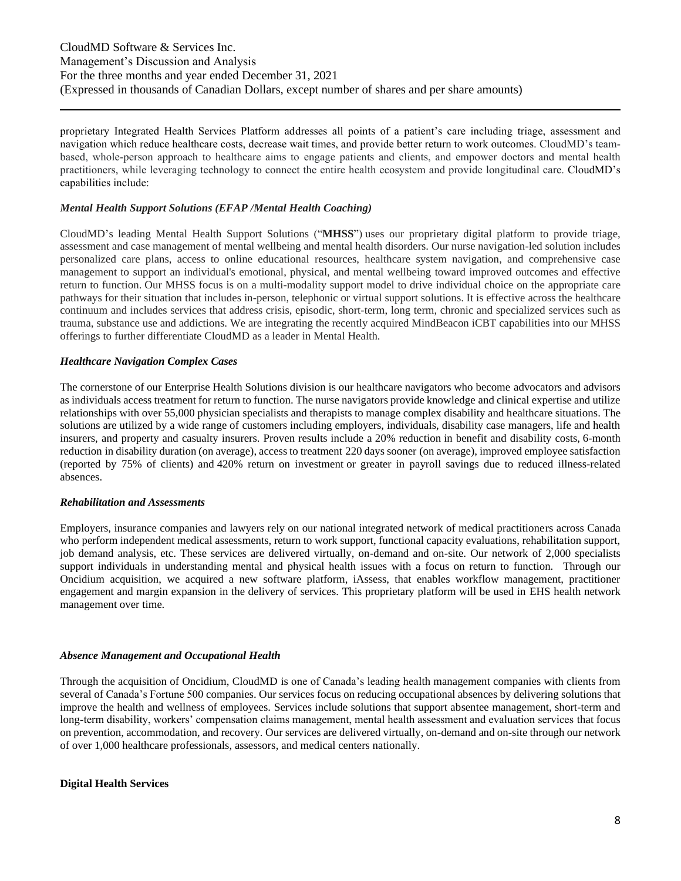proprietary Integrated Health Services Platform addresses all points of a patient's care including triage, assessment and navigation which reduce healthcare costs, decrease wait times, and provide better return to work outcomes. CloudMD's team-based, whole-person approach to healthcare aims to engage patients and clients, and empower doctors and mental health practitioners, while leveraging technology to connect the entire health ecosystem and provide longitudinal care. CloudMD's capabilities include:

***Mental Health Support Solutions (EFAP /Mental Health Coaching)***

CloudMD's leading Mental Health Support Solutions ("**MHSS**") uses our proprietary digital platform to provide triage, assessment and case management of mental wellbeing and mental health disorders. Our nurse navigation-led solution includes personalized care plans, access to online educational resources, healthcare system navigation, and comprehensive case management to support an individual's emotional, physical, and mental wellbeing toward improved outcomes and effective return to function. Our MHSS focus is on a multi-modality support model to drive individual choice on the appropriate care pathways for their situation that includes in-person, telephonic or virtual support solutions. It is effective across the healthcare continuum and includes services that address crisis, episodic, short-term, long term, chronic and specialized services such as trauma, substance use and addictions. We are integrating the recently acquired MindBeacon iCBT capabilities into our MHSS offerings to further differentiate CloudMD as a leader in Mental Health.

***Healthcare Navigation Complex Cases***

The cornerstone of our Enterprise Health Solutions division is our healthcare navigators who become advocators and advisors as individuals access treatment for return to function. The nurse navigators provide knowledge and clinical expertise and utilize relationships with over 55,000 physician specialists and therapists to manage complex disability and healthcare situations. The solutions are utilized by a wide range of customers including employers, individuals, disability case managers, life and health insurers, and property and casualty insurers. Proven results include a 20% reduction in benefit and disability costs, 6-month reduction in disability duration (on average), access to treatment 220 days sooner (on average), improved employee satisfaction (reported by 75% of clients) and 420% return on investment or greater in payroll savings due to reduced illness-related absences.

***Rehabilitation and Assessments***

Employers, insurance companies and lawyers rely on our national integrated network of medical practitioners across Canada who perform independent medical assessments, return to work support, functional capacity evaluations, rehabilitation support, job demand analysis, etc. These services are delivered virtually, on-demand and on-site. Our network of 2,000 specialists support individuals in understanding mental and physical health issues with a focus on return to function. Through our Oncidium acquisition, we acquired a new software platform, iAssess, that enables workflow management, practitioner engagement and margin expansion in the delivery of services. This proprietary platform will be used in EHS health network management over time.

***Absence Management and Occupational Health***

Through the acquisition of Oncidium, CloudMD is one of Canada's leading health management companies with clients from several of Canada's Fortune 500 companies. Our services focus on reducing occupational absences by delivering solutions that improve the health and wellness of employees. Services include solutions that support absentee management, short-term and long-term disability, workers' compensation claims management, mental health assessment and evaluation services that focus on prevention, accommodation, and recovery. Our services are delivered virtually, on-demand and on-site through our network of over 1,000 healthcare professionals, assessors, and medical centers nationally.

**Digital Health Services**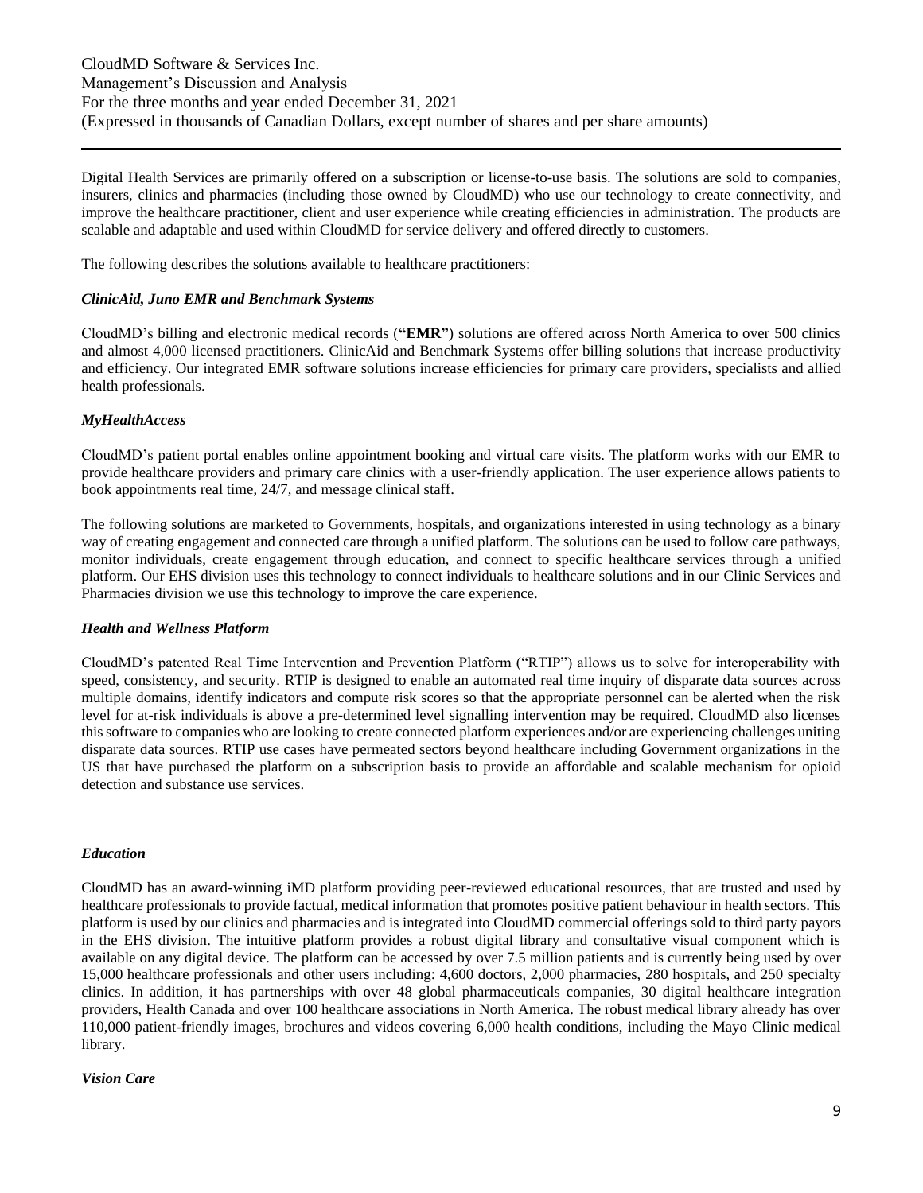Digital Health Services are primarily offered on a subscription or license-to-use basis. The solutions are sold to companies, insurers, clinics and pharmacies (including those owned by CloudMD) who use our technology to create connectivity, and improve the healthcare practitioner, client and user experience while creating efficiencies in administration. The products are scalable and adaptable and used within CloudMD for service delivery and offered directly to customers.

The following describes the solutions available to healthcare practitioners:

***ClinicAid, Juno EMR and Benchmark Systems***

CloudMD's billing and electronic medical records (**"EMR"**) solutions are offered across North America to over 500 clinics and almost 4,000 licensed practitioners. ClinicAid and Benchmark Systems offer billing solutions that increase productivity and efficiency. Our integrated EMR software solutions increase efficiencies for primary care providers, specialists and allied health professionals.

***MyHealthAccess***

CloudMD's patient portal enables online appointment booking and virtual care visits. The platform works with our EMR to provide healthcare providers and primary care clinics with a user-friendly application. The user experience allows patients to book appointments real time, 24/7, and message clinical staff.

The following solutions are marketed to Governments, hospitals, and organizations interested in using technology as a binary way of creating engagement and connected care through a unified platform. The solutions can be used to follow care pathways, monitor individuals, create engagement through education, and connect to specific healthcare services through a unified platform. Our EHS division uses this technology to connect individuals to healthcare solutions and in our Clinic Services and Pharmacies division we use this technology to improve the care experience.

***Health and Wellness Platform***

CloudMD's patented Real Time Intervention and Prevention Platform ("RTIP") allows us to solve for interoperability with speed, consistency, and security. RTIP is designed to enable an automated real time inquiry of disparate data sources across multiple domains, identify indicators and compute risk scores so that the appropriate personnel can be alerted when the risk level for at-risk individuals is above a pre-determined level signalling intervention may be required. CloudMD also licenses this software to companies who are looking to create connected platform experiences and/or are experiencing challenges uniting disparate data sources. RTIP use cases have permeated sectors beyond healthcare including Government organizations in the US that have purchased the platform on a subscription basis to provide an affordable and scalable mechanism for opioid detection and substance use services.

***Education***

CloudMD has an award-winning iMD platform providing peer-reviewed educational resources, that are trusted and used by healthcare professionals to provide factual, medical information that promotes positive patient behaviour in health sectors. This platform is used by our clinics and pharmacies and is integrated into CloudMD commercial offerings sold to third party payors in the EHS division. The intuitive platform provides a robust digital library and consultative visual component which is available on any digital device. The platform can be accessed by over 7.5 million patients and is currently being used by over 15,000 healthcare professionals and other users including: 4,600 doctors, 2,000 pharmacies, 280 hospitals, and 250 specialty clinics. In addition, it has partnerships with over 48 global pharmaceuticals companies, 30 digital healthcare integration providers, Health Canada and over 100 healthcare associations in North America. The robust medical library already has over 110,000 patient-friendly images, brochures and videos covering 6,000 health conditions, including the Mayo Clinic medical library.

***Vision Care***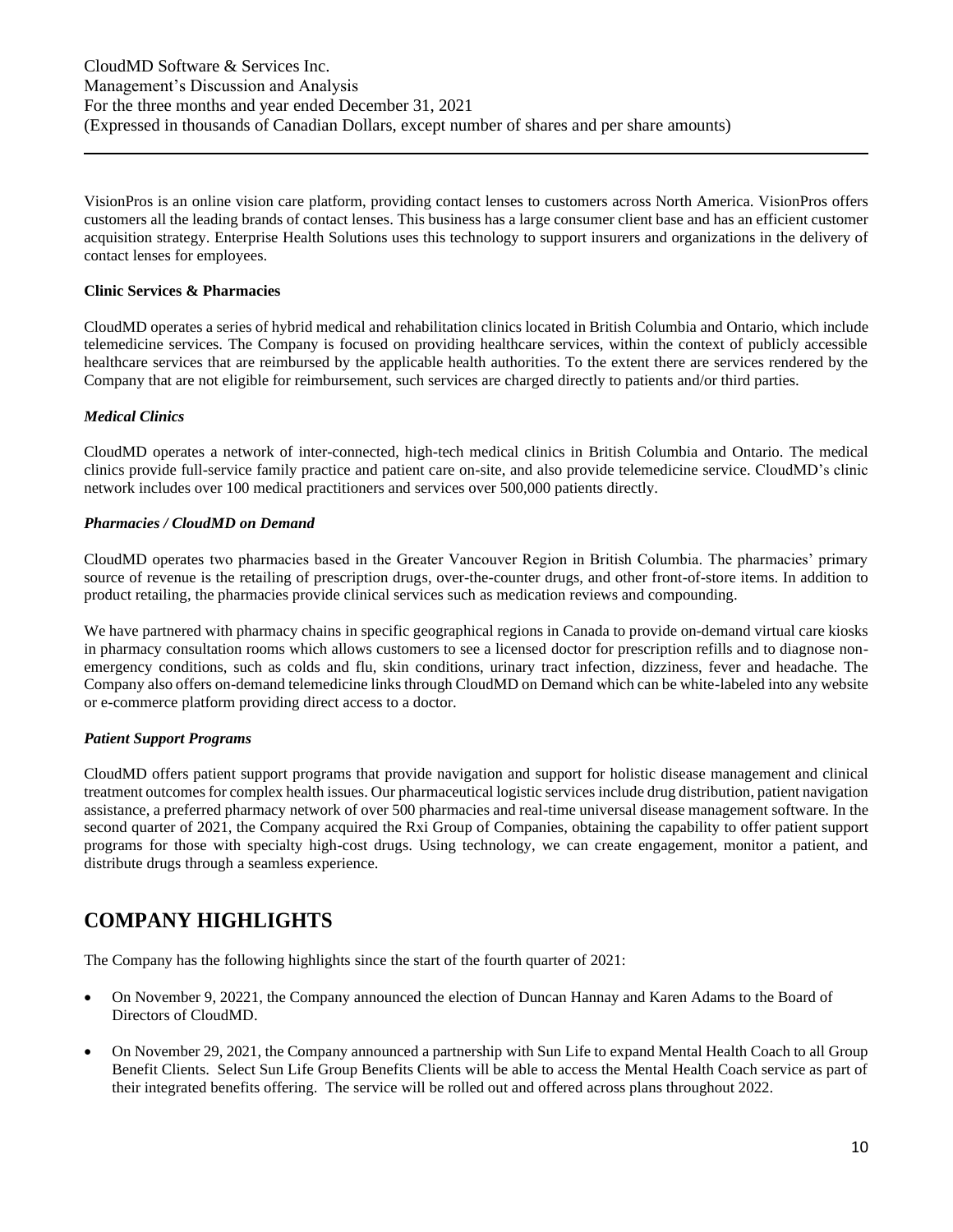VisionPros is an online vision care platform, providing contact lenses to customers across North America. VisionPros offers customers all the leading brands of contact lenses. This business has a large consumer client base and has an efficient customer acquisition strategy. Enterprise Health Solutions uses this technology to support insurers and organizations in the delivery of contact lenses for employees.

**Clinic Services & Pharmacies**

CloudMD operates a series of hybrid medical and rehabilitation clinics located in British Columbia and Ontario, which include telemedicine services. The Company is focused on providing healthcare services, within the context of publicly accessible healthcare services that are reimbursed by the applicable health authorities. To the extent there are services rendered by the Company that are not eligible for reimbursement, such services are charged directly to patients and/or third parties.

***Medical Clinics***

CloudMD operates a network of inter-connected, high-tech medical clinics in British Columbia and Ontario. The medical clinics provide full-service family practice and patient care on-site, and also provide telemedicine service. CloudMD's clinic network includes over 100 medical practitioners and services over 500,000 patients directly.

***Pharmacies / CloudMD on Demand***

CloudMD operates two pharmacies based in the Greater Vancouver Region in British Columbia. The pharmacies' primary source of revenue is the retailing of prescription drugs, over-the-counter drugs, and other front-of-store items. In addition to product retailing, the pharmacies provide clinical services such as medication reviews and compounding.

We have partnered with pharmacy chains in specific geographical regions in Canada to provide on-demand virtual care kiosks in pharmacy consultation rooms which allows customers to see a licensed doctor for prescription refills and to diagnose non-emergency conditions, such as colds and flu, skin conditions, urinary tract infection, dizziness, fever and headache. The Company also offers on-demand telemedicine links through CloudMD on Demand which can be white-labeled into any website or e-commerce platform providing direct access to a doctor.

***Patient Support Programs***

CloudMD offers patient support programs that provide navigation and support for holistic disease management and clinical treatment outcomes for complex health issues. Our pharmaceutical logistic services include drug distribution, patient navigation assistance, a preferred pharmacy network of over 500 pharmacies and real-time universal disease management software. In the second quarter of 2021, the Company acquired the Rxi Group of Companies, obtaining the capability to offer patient support programs for those with specialty high-cost drugs. Using technology, we can create engagement, monitor a patient, and distribute drugs through a seamless experience.

# COMPANY HIGHLIGHTS

The Company has the following highlights since the start of the fourth quarter of 2021:

- On November 9, 20221, the Company announced the election of Duncan Hannay and Karen Adams to the Board of Directors of CloudMD.
- On November 29, 2021, the Company announced a partnership with Sun Life to expand Mental Health Coach to all Group Benefit Clients. Select Sun Life Group Benefits Clients will be able to access the Mental Health Coach service as part of their integrated benefits offering. The service will be rolled out and offered across plans throughout 2022.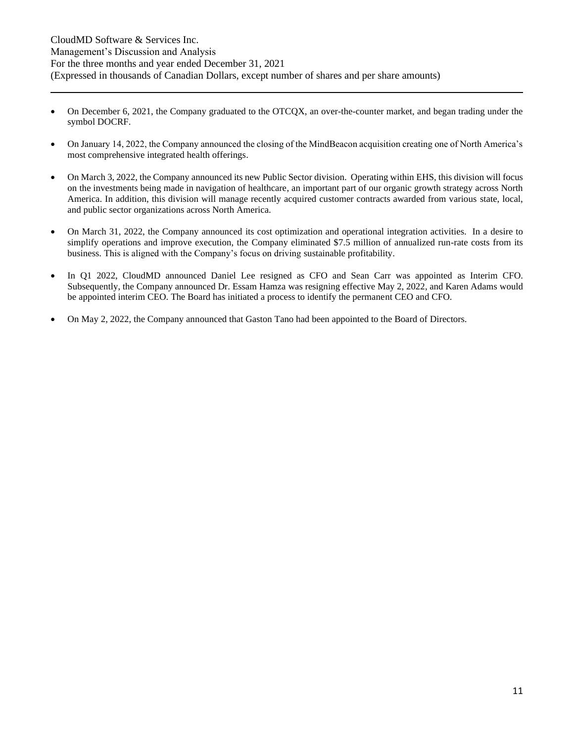- On December 6, 2021, the Company graduated to the OTCQX, an over-the-counter market, and began trading under the symbol DOCRF.

- On January 14, 2022, the Company announced the closing of the MindBeacon acquisition creating one of North America's most comprehensive integrated health offerings.

- On March 3, 2022, the Company announced its new Public Sector division. Operating within EHS, this division will focus on the investments being made in navigation of healthcare, an important part of our organic growth strategy across North America. In addition, this division will manage recently acquired customer contracts awarded from various state, local, and public sector organizations across North America.

- On March 31, 2022, the Company announced its cost optimization and operational integration activities. In a desire to simplify operations and improve execution, the Company eliminated $7.5 million of annualized run-rate costs from its business. This is aligned with the Company's focus on driving sustainable profitability.

- In Q1 2022, CloudMD announced Daniel Lee resigned as CFO and Sean Carr was appointed as Interim CFO. Subsequently, the Company announced Dr. Essam Hamza was resigning effective May 2, 2022, and Karen Adams would be appointed interim CEO. The Board has initiated a process to identify the permanent CEO and CFO.

- On May 2, 2022, the Company announced that Gaston Tano had been appointed to the Board of Directors.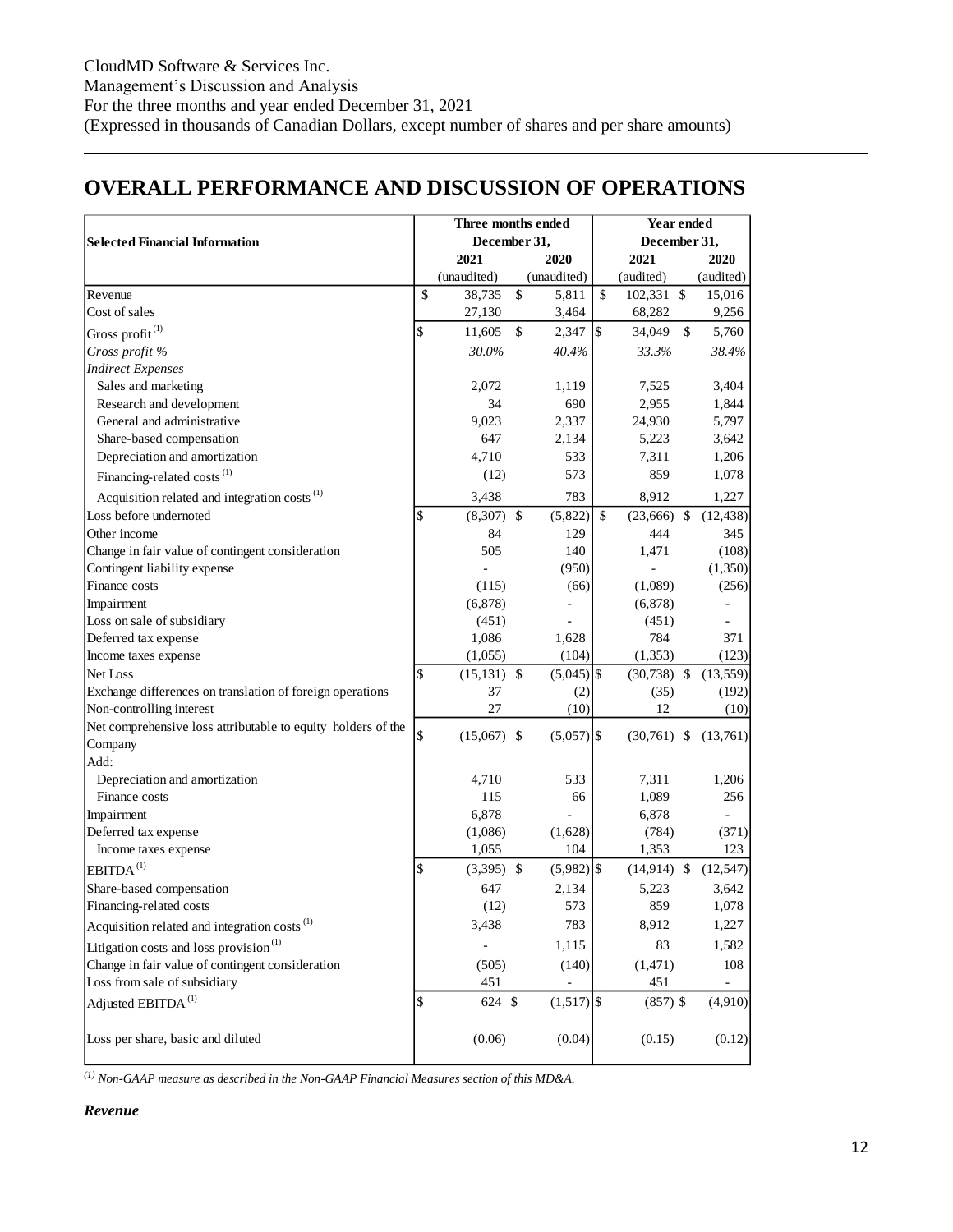CloudMD Software & Services Inc.
Management's Discussion and Analysis
For the three months and year ended December 31, 2021
(Expressed in thousands of Canadian Dollars, except number of shares and per share amounts)

# OVERALL PERFORMANCE AND DISCUSSION OF OPERATIONS

| Selected Financial Information | Three months ended December 31, | | Year ended December 31, | |
|---|---|---|---|---|
| | 2021 | 2020 | 2021 | 2020 |
| | (unaudited) | (unaudited) | (audited) | (audited) |
| Revenue | $ 38,735 | $ 5,811 | $ 102,331 | $ 15,016 |
| Cost of sales | 27,130 | 3,464 | 68,282 | 9,256 |
| Gross profit [(1)] | $ 11,605 | $ 2,347 | $ 34,049 | $ 5,760 |
| *Gross profit %* | *30.0%* | *40.4%* | *33.3%* | *38.4%* |
| *Indirect Expenses* | | | | |
| Sales and marketing | 2,072 | 1,119 | 7,525 | 3,404 |
| Research and development | 34 | 690 | 2,955 | 1,844 |
| General and administrative | 9,023 | 2,337 | 24,930 | 5,797 |
| Share-based compensation | 647 | 2,134 | 5,223 | 3,642 |
| Depreciation and amortization | 4,710 | 533 | 7,311 | 1,206 |
| Financing-related costs [(1)] | (12) | 573 | 859 | 1,078 |
| Acquisition related and integration costs [(1)] | 3,438 | 783 | 8,912 | 1,227 |
| Loss before undernoted | $ (8,307) | $ (5,822) | $ (23,666) | $ (12,438) |
| Other income | 84 | 129 | 444 | 345 |
| Change in fair value of contingent consideration | 505 | 140 | 1,471 | (108) |
| Contingent liability expense | - | (950) | - | (1,350) |
| Finance costs | (115) | (66) | (1,089) | (256) |
| Impairment | (6,878) | - | (6,878) | - |
| Loss on sale of subsidiary | (451) | - | (451) | - |
| Deferred tax expense | 1,086 | 1,628 | 784 | 371 |
| Income taxes expense | (1,055) | (104) | (1,353) | (123) |
| Net Loss | $ (15,131) | $ (5,045) | $ (30,738) | $ (13,559) |
| Exchange differences on translation of foreign operations | 37 | (2) | (35) | (192) |
| Non-controlling interest | 27 | (10) | 12 | (10) |
| Net comprehensive loss attributable to equity holders of the Company | $ (15,067) | $ (5,057) | $ (30,761) | $ (13,761) |
| Add: | | | | |
| Depreciation and amortization | 4,710 | 533 | 7,311 | 1,206 |
| Finance costs | 115 | 66 | 1,089 | 256 |
| Impairment | 6,878 | - | 6,878 | - |
| Deferred tax expense | (1,086) | (1,628) | (784) | (371) |
| Income taxes expense | 1,055 | 104 | 1,353 | 123 |
| EBITDA [(1)] | $ (3,395) | $ (5,982) | $ (14,914) | $ (12,547) |
| Share-based compensation | 647 | 2,134 | 5,223 | 3,642 |
| Financing-related costs | (12) | 573 | 859 | 1,078 |
| Acquisition related and integration costs [(1)] | 3,438 | 783 | 8,912 | 1,227 |
| Litigation costs and loss provision [(1)] | - | 1,115 | 83 | 1,582 |
| Change in fair value of contingent consideration | (505) | (140) | (1,471) | 108 |
| Loss from sale of subsidiary | 451 | - | 451 | - |
| Adjusted EBITDA [(1)] | $ 624 | $ (1,517) | $ (857) | $ (4,910) |
| Loss per share, basic and diluted | (0.06) | (0.04) | (0.15) | (0.12) |

*[(1)] Non-GAAP measure as described in the Non-GAAP Financial Measures section of this MD&A.*

***Revenue***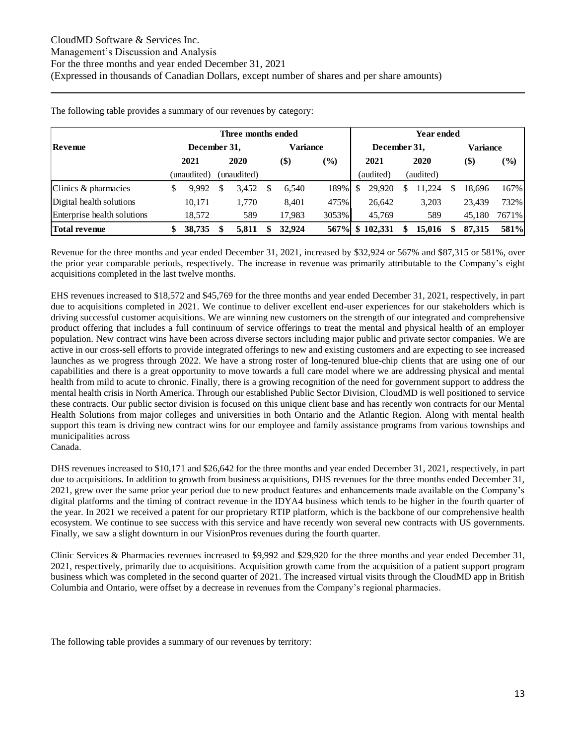The following table provides a summary of our revenues by category:

| Revenue | Three months ended | | | | Year ended | | | |
|---|---|---|---|---|---|---|---|---|
| | December 31, | | Variance | | December 31, | | Variance | |
| | 2021 | 2020 | ($) | (%) | 2021 | 2020 | ($) | (%) |
| | (unaudited) | (unaudited) | | | (audited) | (audited) | | |
| Clinics & pharmacies | $ 9,992 | $ 3,452 | $ 6,540 | 189% | $ 29,920 | $ 11,224 | $ 18,696 | 167% |
| Digital health solutions | 10,171 | 1,770 | 8,401 | 475% | 26,642 | 3,203 | 23,439 | 732% |
| Enterprise health solutions | 18,572 | 589 | 17,983 | 3053% | 45,769 | 589 | 45,180 | 7671% |
| **Total revenue** | **$ 38,735** | **$ 5,811** | **$ 32,924** | **567%** | **$ 102,331** | **$ 15,016** | **$ 87,315** | **581%** |

Revenue for the three months and year ended December 31, 2021, increased by $32,924 or 567% and $87,315 or 581%, over the prior year comparable periods, respectively. The increase in revenue was primarily attributable to the Company's eight acquisitions completed in the last twelve months.

EHS revenues increased to $18,572 and $45,769 for the three months and year ended December 31, 2021, respectively, in part due to acquisitions completed in 2021. We continue to deliver excellent end-user experiences for our stakeholders which is driving successful customer acquisitions. We are winning new customers on the strength of our integrated and comprehensive product offering that includes a full continuum of service offerings to treat the mental and physical health of an employer population. New contract wins have been across diverse sectors including major public and private sector companies. We are active in our cross-sell efforts to provide integrated offerings to new and existing customers and are expecting to see increased launches as we progress through 2022. We have a strong roster of long-tenured blue-chip clients that are using one of our capabilities and there is a great opportunity to move towards a full care model where we are addressing physical and mental health from mild to acute to chronic. Finally, there is a growing recognition of the need for government support to address the mental health crisis in North America. Through our established Public Sector Division, CloudMD is well positioned to service these contracts. Our public sector division is focused on this unique client base and has recently won contracts for our Mental Health Solutions from major colleges and universities in both Ontario and the Atlantic Region. Along with mental health support this team is driving new contract wins for our employee and family assistance programs from various townships and municipalities across
Canada.

DHS revenues increased to $10,171 and $26,642 for the three months and year ended December 31, 2021, respectively, in part due to acquisitions. In addition to growth from business acquisitions, DHS revenues for the three months ended December 31, 2021, grew over the same prior year period due to new product features and enhancements made available on the Company's digital platforms and the timing of contract revenue in the IDYA4 business which tends to be higher in the fourth quarter of the year. In 2021 we received a patent for our proprietary RTIP platform, which is the backbone of our comprehensive health ecosystem. We continue to see success with this service and have recently won several new contracts with US governments. Finally, we saw a slight downturn in our VisionPros revenues during the fourth quarter.

Clinic Services & Pharmacies revenues increased to $9,992 and $29,920 for the three months and year ended December 31, 2021, respectively, primarily due to acquisitions. Acquisition growth came from the acquisition of a patient support program business which was completed in the second quarter of 2021. The increased virtual visits through the CloudMD app in British Columbia and Ontario, were offset by a decrease in revenues from the Company's regional pharmacies.

The following table provides a summary of our revenues by territory: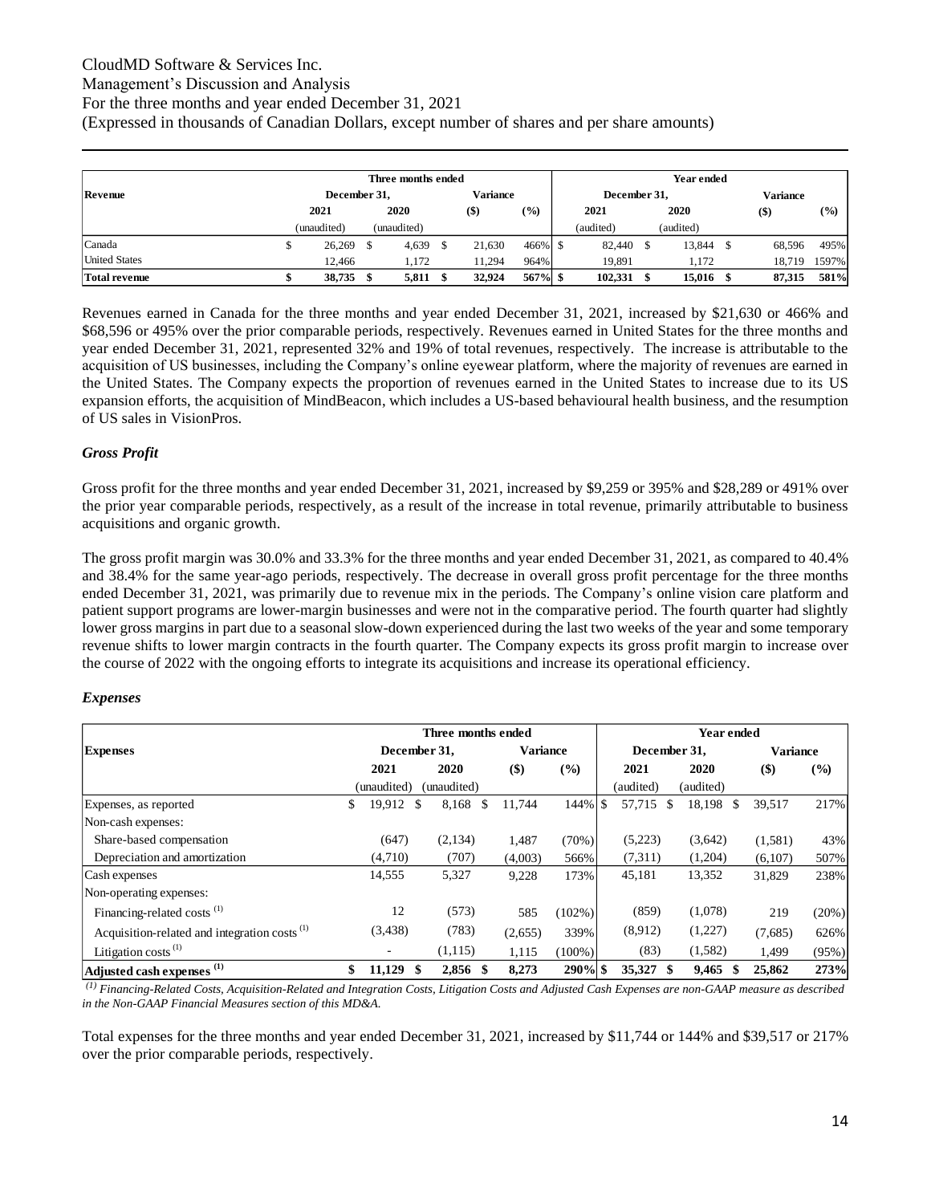| Revenue | Three months ended | | | | Year ended | | | |
|---|---|---|---|---|---|---|---|---|
| | December 31, | | Variance | | December 31, | | Variance | |
| | 2021 | 2020 | ($) | (%) | 2021 | 2020 | ($) | (%) |
| | (unaudited) | (unaudited) | | | (audited) | (audited) | | |
| Canada | $ 26,269 | $ 4,639 | $ 21,630 | 466% | $ 82,440 | $ 13,844 | $ 68,596 | 495% |
| United States | 12,466 | 1,172 | 11,294 | 964% | 19,891 | 1,172 | 18,719 | 1597% |
| **Total revenue** | **$ 38,735** | **$ 5,811** | **$ 32,924** | **567%** | **$ 102,331** | **$ 15,016** | **$ 87,315** | **581%** |

Revenues earned in Canada for the three months and year ended December 31, 2021, increased by $21,630 or 466% and $68,596 or 495% over the prior comparable periods, respectively. Revenues earned in United States for the three months and year ended December 31, 2021, represented 32% and 19% of total revenues, respectively. The increase is attributable to the acquisition of US businesses, including the Company's online eyewear platform, where the majority of revenues are earned in the United States. The Company expects the proportion of revenues earned in the United States to increase due to its US expansion efforts, the acquisition of MindBeacon, which includes a US-based behavioural health business, and the resumption of US sales in VisionPros.

### *Gross Profit*

Gross profit for the three months and year ended December 31, 2021, increased by $9,259 or 395% and $28,289 or 491% over the prior year comparable periods, respectively, as a result of the increase in total revenue, primarily attributable to business acquisitions and organic growth.

The gross profit margin was 30.0% and 33.3% for the three months and year ended December 31, 2021, as compared to 40.4% and 38.4% for the same year-ago periods, respectively. The decrease in overall gross profit percentage for the three months ended December 31, 2021, was primarily due to revenue mix in the periods. The Company's online vision care platform and patient support programs are lower-margin businesses and were not in the comparative period. The fourth quarter had slightly lower gross margins in part due to a seasonal slow-down experienced during the last two weeks of the year and some temporary revenue shifts to lower margin contracts in the fourth quarter. The Company expects its gross profit margin to increase over the course of 2022 with the ongoing efforts to integrate its acquisitions and increase its operational efficiency.

### *Expenses*

| Expenses | Three months ended | | | | Year ended | | | |
|---|---|---|---|---|---|---|---|---|
| | December 31, | | Variance | | December 31, | | Variance | |
| | 2021 | 2020 | ($) | (%) | 2021 | 2020 | ($) | (%) |
| | (unaudited) | (unaudited) | | | (audited) | (audited) | | |
| Expenses, as reported | $ 19,912 | $ 8,168 | $ 11,744 | 144% | $ 57,715 | $ 18,198 | $ 39,517 | 217% |
| Non-cash expenses: | | | | | | | | |
| Share-based compensation | (647) | (2,134) | 1,487 | (70%) | (5,223) | (3,642) | (1,581) | 43% |
| Depreciation and amortization | (4,710) | (707) | (4,003) | 566% | (7,311) | (1,204) | (6,107) | 507% |
| Cash expenses | 14,555 | 5,327 | 9,228 | 173% | 45,181 | 13,352 | 31,829 | 238% |
| Non-operating expenses: | | | | | | | | |
| Financing-related costs [(1)] | 12 | (573) | 585 | (102%) | (859) | (1,078) | 219 | (20%) |
| Acquisition-related and integration costs [(1)] | (3,438) | (783) | (2,655) | 339% | (8,912) | (1,227) | (7,685) | 626% |
| Litigation costs [(1)] | - | (1,115) | 1,115 | (100%) | (83) | (1,582) | 1,499 | (95%) |
| **Adjusted cash expenses [(1)]** | **$ 11,129** | **$ 2,856** | **$ 8,273** | **290%** | **$ 35,327** | **$ 9,465** | **$ 25,862** | **273%** |

*[(1)] Financing-Related Costs, Acquisition-Related and Integration Costs, Litigation Costs and Adjusted Cash Expenses are non-GAAP measure as described in the Non-GAAP Financial Measures section of this MD&A.*

Total expenses for the three months and year ended December 31, 2021, increased by $11,744 or 144% and $39,517 or 217% over the prior comparable periods, respectively.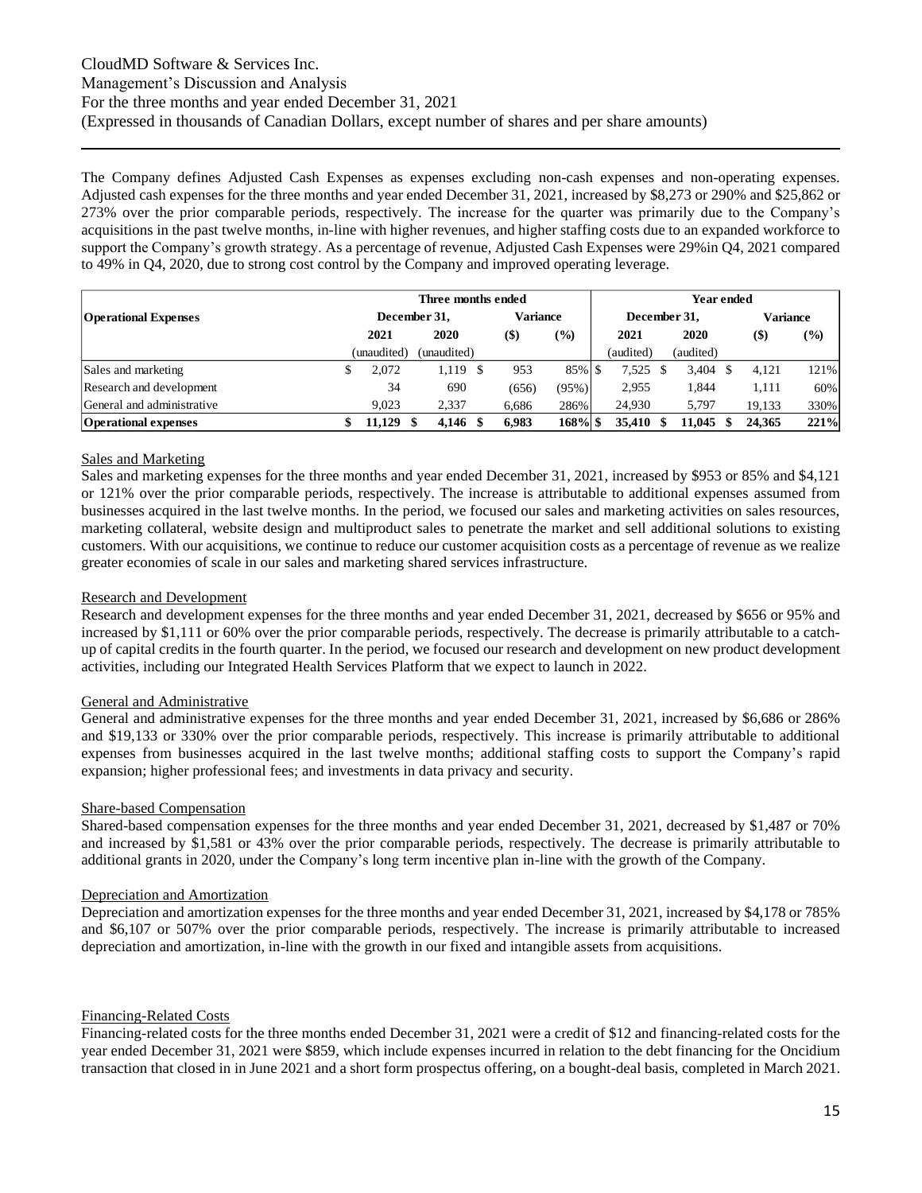The Company defines Adjusted Cash Expenses as expenses excluding non-cash expenses and non-operating expenses. Adjusted cash expenses for the three months and year ended December 31, 2021, increased by $8,273 or 290% and $25,862 or 273% over the prior comparable periods, respectively. The increase for the quarter was primarily due to the Company's acquisitions in the past twelve months, in-line with higher revenues, and higher staffing costs due to an expanded workforce to support the Company's growth strategy. As a percentage of revenue, Adjusted Cash Expenses were 29%in Q4, 2021 compared to 49% in Q4, 2020, due to strong cost control by the Company and improved operating leverage.

| Operational Expenses | Three months ended | | | | Year ended | | | |
|---|---|---|---|---|---|---|---|---|
| | December 31, | | Variance | | December 31, | | Variance | |
| | 2021 | 2020 | ($) | (%) | 2021 | 2020 | ($) | (%) |
| | (unaudited) | (unaudited) | | | (audited) | (audited) | | |
| Sales and marketing | $ 2,072 | 1,119 $ | 953 | 85% | $ 7,525 $ | 3,404 $ | 4,121 | 121% |
| Research and development | 34 | 690 | (656) | (95%) | 2,955 | 1,844 | 1,111 | 60% |
| General and administrative | 9,023 | 2,337 | 6,686 | 286% | 24,930 | 5,797 | 19,133 | 330% |
| **Operational expenses** | **$ 11,129 $** | **4,146 $** | **6,983** | **168%** | **$ 35,410 $** | **11,045 $** | **24,365** | **221%** |

<u>Sales and Marketing</u>

Sales and marketing expenses for the three months and year ended December 31, 2021, increased by $953 or 85% and $4,121 or 121% over the prior comparable periods, respectively. The increase is attributable to additional expenses assumed from businesses acquired in the last twelve months. In the period, we focused our sales and marketing activities on sales resources, marketing collateral, website design and multiproduct sales to penetrate the market and sell additional solutions to existing customers. With our acquisitions, we continue to reduce our customer acquisition costs as a percentage of revenue as we realize greater economies of scale in our sales and marketing shared services infrastructure.

<u>Research and Development</u>

Research and development expenses for the three months and year ended December 31, 2021, decreased by $656 or 95% and increased by $1,111 or 60% over the prior comparable periods, respectively. The decrease is primarily attributable to a catch-up of capital credits in the fourth quarter. In the period, we focused our research and development on new product development activities, including our Integrated Health Services Platform that we expect to launch in 2022.

<u>General and Administrative</u>

General and administrative expenses for the three months and year ended December 31, 2021, increased by $6,686 or 286% and $19,133 or 330% over the prior comparable periods, respectively. This increase is primarily attributable to additional expenses from businesses acquired in the last twelve months; additional staffing costs to support the Company's rapid expansion; higher professional fees; and investments in data privacy and security.

<u>Share-based Compensation</u>

Shared-based compensation expenses for the three months and year ended December 31, 2021, decreased by $1,487 or 70% and increased by $1,581 or 43% over the prior comparable periods, respectively. The decrease is primarily attributable to additional grants in 2020, under the Company's long term incentive plan in-line with the growth of the Company.

<u>Depreciation and Amortization</u>

Depreciation and amortization expenses for the three months and year ended December 31, 2021, increased by $4,178 or 785% and $6,107 or 507% over the prior comparable periods, respectively. The increase is primarily attributable to increased depreciation and amortization, in-line with the growth in our fixed and intangible assets from acquisitions.

<u>Financing-Related Costs</u>

Financing-related costs for the three months ended December 31, 2021 were a credit of $12 and financing-related costs for the year ended December 31, 2021 were $859, which include expenses incurred in relation to the debt financing for the Oncidium transaction that closed in in June 2021 and a short form prospectus offering, on a bought-deal basis, completed in March 2021.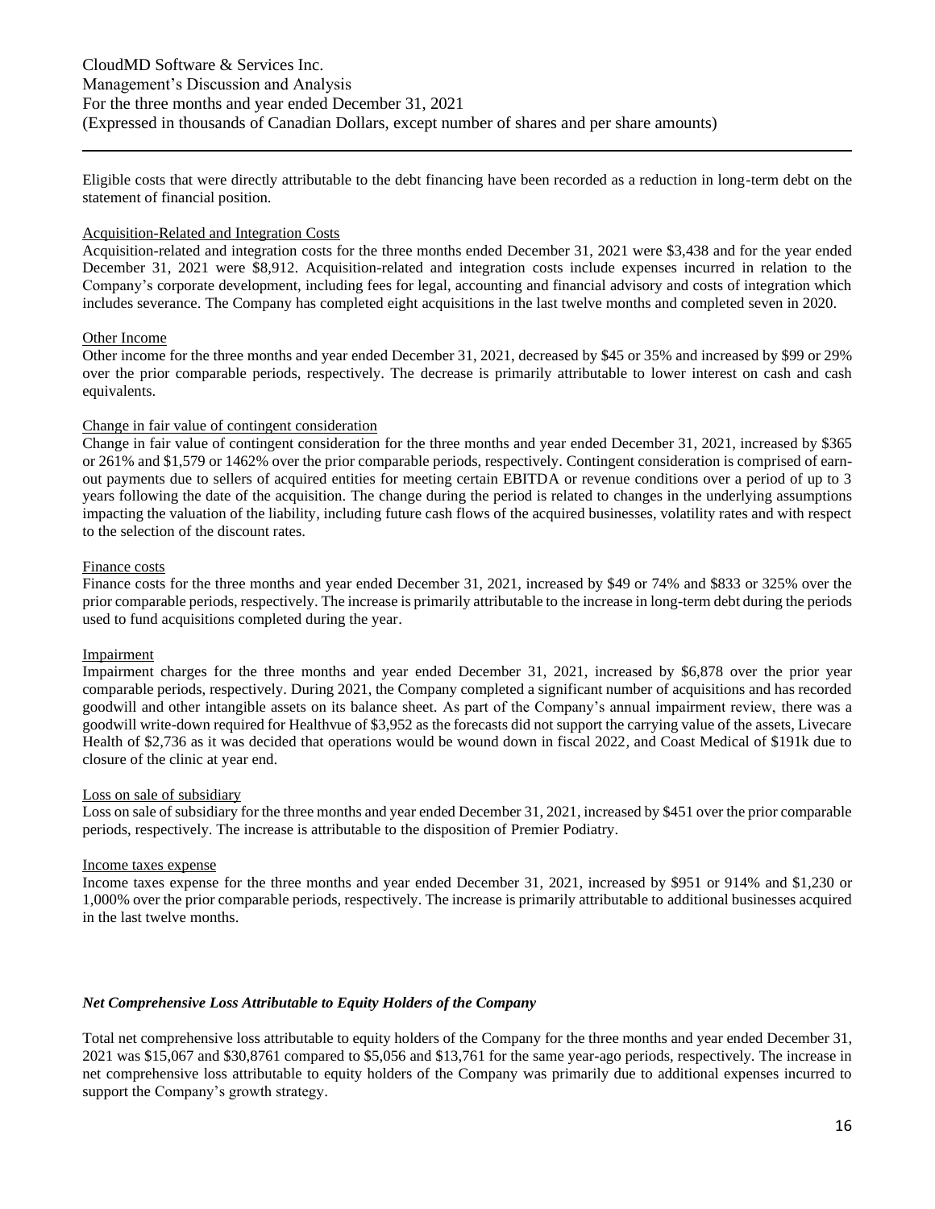Eligible costs that were directly attributable to the debt financing have been recorded as a reduction in long-term debt on the statement of financial position.

Acquisition-Related and Integration Costs

Acquisition-related and integration costs for the three months ended December 31, 2021 were $3,438 and for the year ended December 31, 2021 were $8,912. Acquisition-related and integration costs include expenses incurred in relation to the Company's corporate development, including fees for legal, accounting and financial advisory and costs of integration which includes severance. The Company has completed eight acquisitions in the last twelve months and completed seven in 2020.

Other Income

Other income for the three months and year ended December 31, 2021, decreased by $45 or 35% and increased by $99 or 29% over the prior comparable periods, respectively. The decrease is primarily attributable to lower interest on cash and cash equivalents.

Change in fair value of contingent consideration

Change in fair value of contingent consideration for the three months and year ended December 31, 2021, increased by $365 or 261% and $1,579 or 1462% over the prior comparable periods, respectively. Contingent consideration is comprised of earn-out payments due to sellers of acquired entities for meeting certain EBITDA or revenue conditions over a period of up to 3 years following the date of the acquisition. The change during the period is related to changes in the underlying assumptions impacting the valuation of the liability, including future cash flows of the acquired businesses, volatility rates and with respect to the selection of the discount rates.

Finance costs

Finance costs for the three months and year ended December 31, 2021, increased by $49 or 74% and $833 or 325% over the prior comparable periods, respectively. The increase is primarily attributable to the increase in long-term debt during the periods used to fund acquisitions completed during the year.

Impairment

Impairment charges for the three months and year ended December 31, 2021, increased by $6,878 over the prior year comparable periods, respectively. During 2021, the Company completed a significant number of acquisitions and has recorded goodwill and other intangible assets on its balance sheet. As part of the Company's annual impairment review, there was a goodwill write-down required for Healthvue of $3,952 as the forecasts did not support the carrying value of the assets, Livecare Health of $2,736 as it was decided that operations would be wound down in fiscal 2022, and Coast Medical of $191k due to closure of the clinic at year end.

Loss on sale of subsidiary

Loss on sale of subsidiary for the three months and year ended December 31, 2021, increased by $451 over the prior comparable periods, respectively. The increase is attributable to the disposition of Premier Podiatry.

Income taxes expense

Income taxes expense for the three months and year ended December 31, 2021, increased by $951 or 914% and $1,230 or 1,000% over the prior comparable periods, respectively. The increase is primarily attributable to additional businesses acquired in the last twelve months.

***Net Comprehensive Loss Attributable to Equity Holders of the Company***

Total net comprehensive loss attributable to equity holders of the Company for the three months and year ended December 31, 2021 was $15,067 and $30,8761 compared to $5,056 and $13,761 for the same year-ago periods, respectively. The increase in net comprehensive loss attributable to equity holders of the Company was primarily due to additional expenses incurred to support the Company's growth strategy.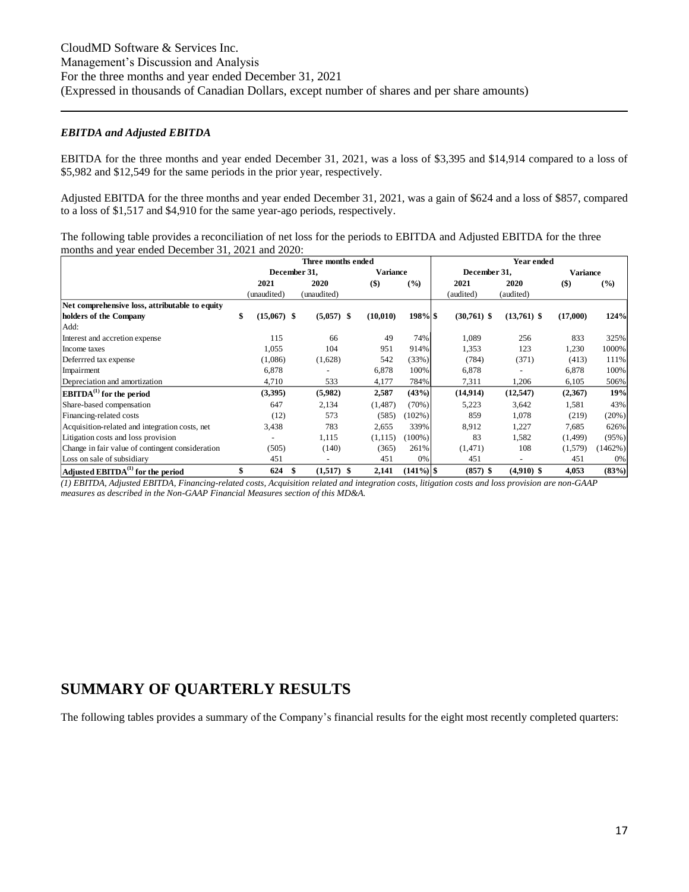CloudMD Software & Services Inc.
Management's Discussion and Analysis
For the three months and year ended December 31, 2021
(Expressed in thousands of Canadian Dollars, except number of shares and per share amounts)

### *EBITDA and Adjusted EBITDA*

EBITDA for the three months and year ended December 31, 2021, was a loss of $3,395 and $14,914 compared to a loss of $5,982 and $12,549 for the same periods in the prior year, respectively.

Adjusted EBITDA for the three months and year ended December 31, 2021, was a gain of $624 and a loss of $857, compared to a loss of $1,517 and $4,910 for the same year-ago periods, respectively.

The following table provides a reconciliation of net loss for the periods to EBITDA and Adjusted EBITDA for the three months and year ended December 31, 2021 and 2020:

| | Three months ended | | | | Year ended | | | |
|---|---|---|---|---|---|---|---|---|
| | December 31, | | Variance | | December 31, | | Variance | |
| | 2021 | 2020 | ($) | (%) | 2021 | 2020 | ($) | (%) |
| | (unaudited) | (unaudited) | | | (audited) | (audited) | | |
| **Net comprehensive loss, attributable to equity holders of the Company** | $ (15,067) | $ (5,057) | $ (10,010) | 198% | $ (30,761) | $ (13,761) | $ (17,000) | 124% |
| Add: | | | | | | | | |
| Interest and accretion expense | 115 | 66 | 49 | 74% | 1,089 | 256 | 833 | 325% |
| Income taxes | 1,055 | 104 | 951 | 914% | 1,353 | 123 | 1,230 | 1000% |
| Deferrred tax expense | (1,086) | (1,628) | 542 | (33%) | (784) | (371) | (413) | 111% |
| Impairment | 6,878 | - | 6,878 | 100% | 6,878 | - | 6,878 | 100% |
| Depreciation and amortization | 4,710 | 533 | 4,177 | 784% | 7,311 | 1,206 | 6,105 | 506% |
| **EBITDA[(1)] for the period** | **(3,395)** | **(5,982)** | **2,587** | **(43%)** | **(14,914)** | **(12,547)** | **(2,367)** | **19%** |
| Share-based compensation | 647 | 2,134 | (1,487) | (70%) | 5,223 | 3,642 | 1,581 | 43% |
| Financing-related costs | (12) | 573 | (585) | (102%) | 859 | 1,078 | (219) | (20%) |
| Acquisition-related and integration costs, net | 3,438 | 783 | 2,655 | 339% | 8,912 | 1,227 | 7,685 | 626% |
| Litigation costs and loss provision | - | 1,115 | (1,115) | (100%) | 83 | 1,582 | (1,499) | (95%) |
| Change in fair value of contingent consideration | (505) | (140) | (365) | 261% | (1,471) | 108 | (1,579) | (1462%) |
| Loss on sale of subsidiary | 451 | - | 451 | 0% | 451 | - | 451 | 0% |
| **Adjusted EBITDA[(1)] for the period** | **$ 624** | **$ (1,517)** | **$ 2,141** | **(141%)** | **$ (857)** | **$ (4,910)** | **$ 4,053** | **(83%)** |

*(1) EBITDA, Adjusted EBITDA, Financing-related costs, Acquisition related and integration costs, litigation costs and loss provision are non-GAAP measures as described in the Non-GAAP Financial Measures section of this MD&A.*

# SUMMARY OF QUARTERLY RESULTS

The following tables provides a summary of the Company's financial results for the eight most recently completed quarters: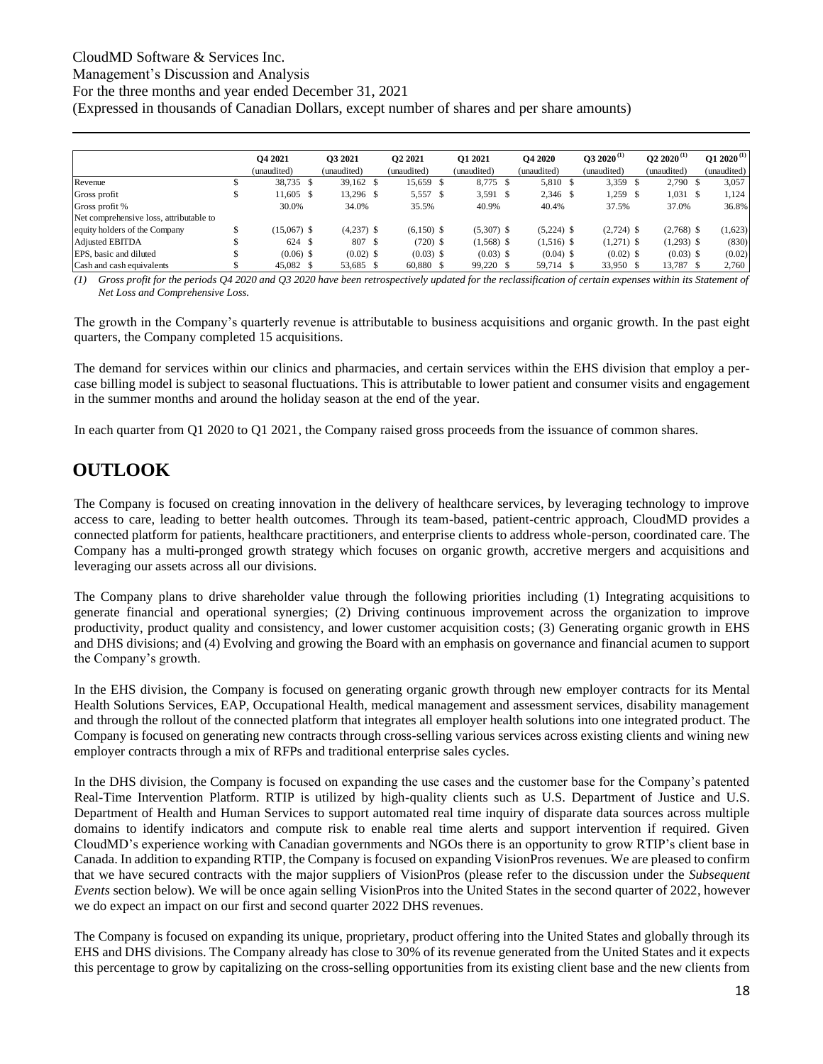| | Q4 2021 (unaudited) | Q3 2021 (unaudited) | Q2 2021 (unaudited) | Q1 2021 (unaudited) | Q4 2020 (unaudited) | Q3 2020[(1)] (unaudited) | Q2 2020[(1)] (unaudited) | Q1 2020[(1)] (unaudited) |
|---|---|---|---|---|---|---|---|---|
| Revenue | $ 38,735 | $ 39,162 | $ 15,659 | $ 8,775 | $ 5,810 | $ 3,359 | $ 2,790 | $ 3,057 |
| Gross profit | $ 11,605 | $ 13,296 | $ 5,557 | $ 3,591 | $ 2,346 | $ 1,259 | $ 1,031 | $ 1,124 |
| Gross profit % | 30.0% | 34.0% | 35.5% | 40.9% | 40.4% | 37.5% | 37.0% | 36.8% |
| Net comprehensive loss, attributable to equity holders of the Company | $ (15,067) | $ (4,237) | $ (6,150) | $ (5,307) | $ (5,224) | $ (2,724) | $ (2,768) | $ (1,623) |
| Adjusted EBITDA | $ 624 | $ 807 | $ (720) | $ (1,568) | $ (1,516) | $ (1,271) | $ (1,293) | $ (830) |
| EPS, basic and diluted | $ (0.06) | $ (0.02) | $ (0.03) | $ (0.03) | $ (0.04) | $ (0.02) | $ (0.03) | $ (0.02) |
| Cash and cash equivalents | $ 45,082 | $ 53,685 | $ 60,880 | $ 99,220 | $ 59,714 | $ 33,950 | $ 13,787 | $ 2,760 |

*(1) Gross profit for the periods Q4 2020 and Q3 2020 have been retrospectively updated for the reclassification of certain expenses within its Statement of Net Loss and Comprehensive Loss.*

The growth in the Company's quarterly revenue is attributable to business acquisitions and organic growth. In the past eight quarters, the Company completed 15 acquisitions.

The demand for services within our clinics and pharmacies, and certain services within the EHS division that employ a per-case billing model is subject to seasonal fluctuations. This is attributable to lower patient and consumer visits and engagement in the summer months and around the holiday season at the end of the year.

In each quarter from Q1 2020 to Q1 2021, the Company raised gross proceeds from the issuance of common shares.

# OUTLOOK

The Company is focused on creating innovation in the delivery of healthcare services, by leveraging technology to improve access to care, leading to better health outcomes. Through its team-based, patient-centric approach, CloudMD provides a connected platform for patients, healthcare practitioners, and enterprise clients to address whole-person, coordinated care. The Company has a multi-pronged growth strategy which focuses on organic growth, accretive mergers and acquisitions and leveraging our assets across all our divisions.

The Company plans to drive shareholder value through the following priorities including (1) Integrating acquisitions to generate financial and operational synergies; (2) Driving continuous improvement across the organization to improve productivity, product quality and consistency, and lower customer acquisition costs; (3) Generating organic growth in EHS and DHS divisions; and (4) Evolving and growing the Board with an emphasis on governance and financial acumen to support the Company's growth.

In the EHS division, the Company is focused on generating organic growth through new employer contracts for its Mental Health Solutions Services, EAP, Occupational Health, medical management and assessment services, disability management and through the rollout of the connected platform that integrates all employer health solutions into one integrated product. The Company is focused on generating new contracts through cross-selling various services across existing clients and wining new employer contracts through a mix of RFPs and traditional enterprise sales cycles.

In the DHS division, the Company is focused on expanding the use cases and the customer base for the Company's patented Real-Time Intervention Platform. RTIP is utilized by high-quality clients such as U.S. Department of Justice and U.S. Department of Health and Human Services to support automated real time inquiry of disparate data sources across multiple domains to identify indicators and compute risk to enable real time alerts and support intervention if required. Given CloudMD's experience working with Canadian governments and NGOs there is an opportunity to grow RTIP's client base in Canada. In addition to expanding RTIP, the Company is focused on expanding VisionPros revenues. We are pleased to confirm that we have secured contracts with the major suppliers of VisionPros (please refer to the discussion under the *Subsequent Events* section below). We will be once again selling VisionPros into the United States in the second quarter of 2022, however we do expect an impact on our first and second quarter 2022 DHS revenues.

The Company is focused on expanding its unique, proprietary, product offering into the United States and globally through its EHS and DHS divisions. The Company already has close to 30% of its revenue generated from the United States and it expects this percentage to grow by capitalizing on the cross-selling opportunities from its existing client base and the new clients from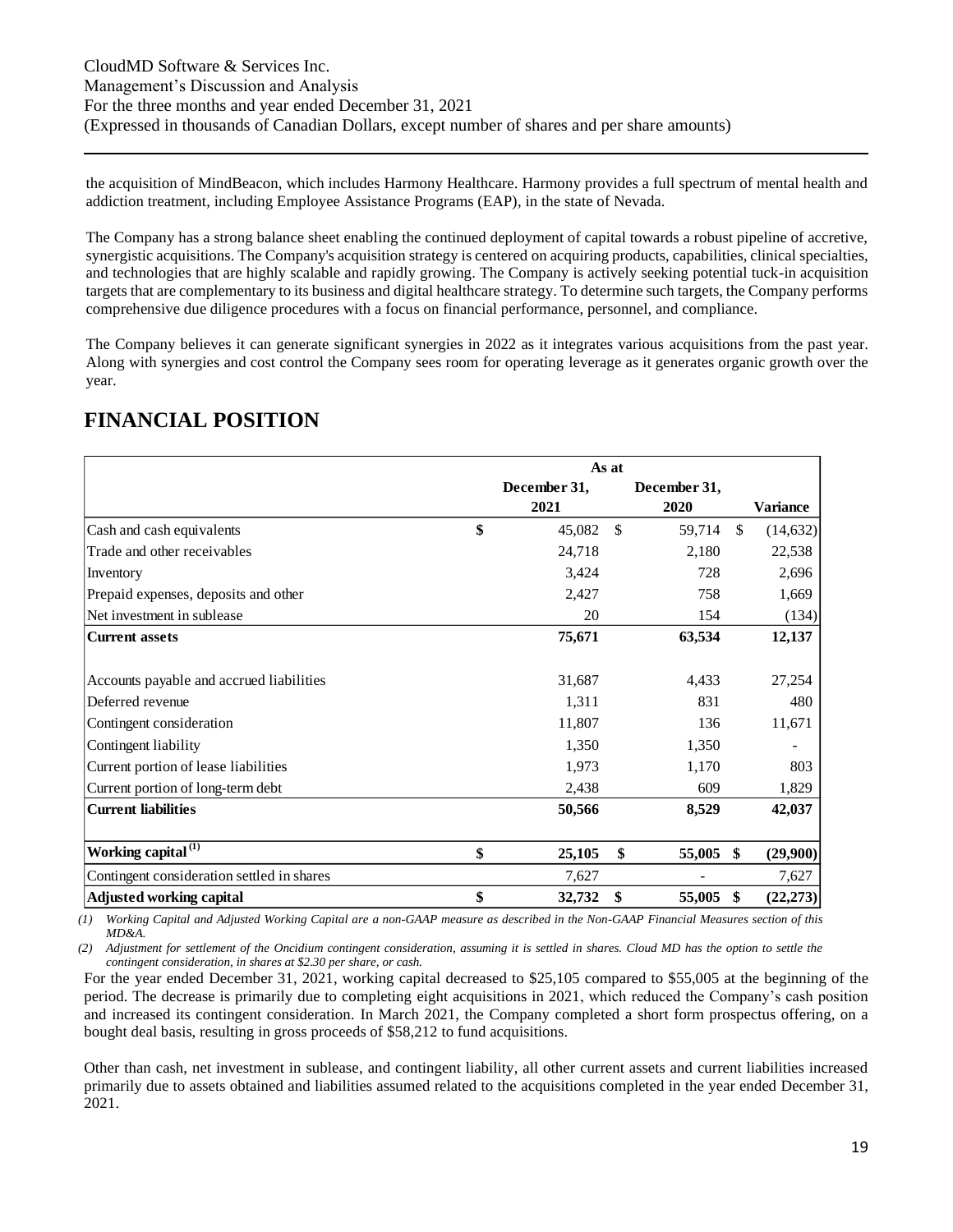the acquisition of MindBeacon, which includes Harmony Healthcare. Harmony provides a full spectrum of mental health and addiction treatment, including Employee Assistance Programs (EAP), in the state of Nevada.

The Company has a strong balance sheet enabling the continued deployment of capital towards a robust pipeline of accretive, synergistic acquisitions. The Company's acquisition strategy is centered on acquiring products, capabilities, clinical specialties, and technologies that are highly scalable and rapidly growing. The Company is actively seeking potential tuck-in acquisition targets that are complementary to its business and digital healthcare strategy. To determine such targets, the Company performs comprehensive due diligence procedures with a focus on financial performance, personnel, and compliance.

The Company believes it can generate significant synergies in 2022 as it integrates various acquisitions from the past year. Along with synergies and cost control the Company sees room for operating leverage as it generates organic growth over the year.

## FINANCIAL POSITION

| | As at | | |
|---|---|---|---|
| | December 31, 2021 | December 31, 2020 | Variance |
| Cash and cash equivalents | $ 45,082 | $ 59,714 | $ (14,632) |
| Trade and other receivables | 24,718 | 2,180 | 22,538 |
| Inventory | 3,424 | 728 | 2,696 |
| Prepaid expenses, deposits and other | 2,427 | 758 | 1,669 |
| Net investment in sublease | 20 | 154 | (134) |
| **Current assets** | **75,671** | **63,534** | **12,137** |
| Accounts payable and accrued liabilities | 31,687 | 4,433 | 27,254 |
| Deferred revenue | 1,311 | 831 | 480 |
| Contingent consideration | 11,807 | 136 | 11,671 |
| Contingent liability | 1,350 | 1,350 | - |
| Current portion of lease liabilities | 1,973 | 1,170 | 803 |
| Current portion of long-term debt | 2,438 | 609 | 1,829 |
| **Current liabilities** | **50,566** | **8,529** | **42,037** |
| **Working capital (1)** | **$ 25,105** | **$ 55,005** | **$ (29,900)** |
| Contingent consideration settled in shares | 7,627 | - | 7,627 |
| **Adjusted working capital** | **$ 32,732** | **$ 55,005** | **$ (22,273)** |

*(1) Working Capital and Adjusted Working Capital are a non-GAAP measure as described in the Non-GAAP Financial Measures section of this MD&A.*

*(2) Adjustment for settlement of the Oncidium contingent consideration, assuming it is settled in shares. Cloud MD has the option to settle the contingent consideration, in shares at $2.30 per share, or cash.*

For the year ended December 31, 2021, working capital decreased to $25,105 compared to $55,005 at the beginning of the period. The decrease is primarily due to completing eight acquisitions in 2021, which reduced the Company's cash position and increased its contingent consideration. In March 2021, the Company completed a short form prospectus offering, on a bought deal basis, resulting in gross proceeds of $58,212 to fund acquisitions.

Other than cash, net investment in sublease, and contingent liability, all other current assets and current liabilities increased primarily due to assets obtained and liabilities assumed related to the acquisitions completed in the year ended December 31, 2021.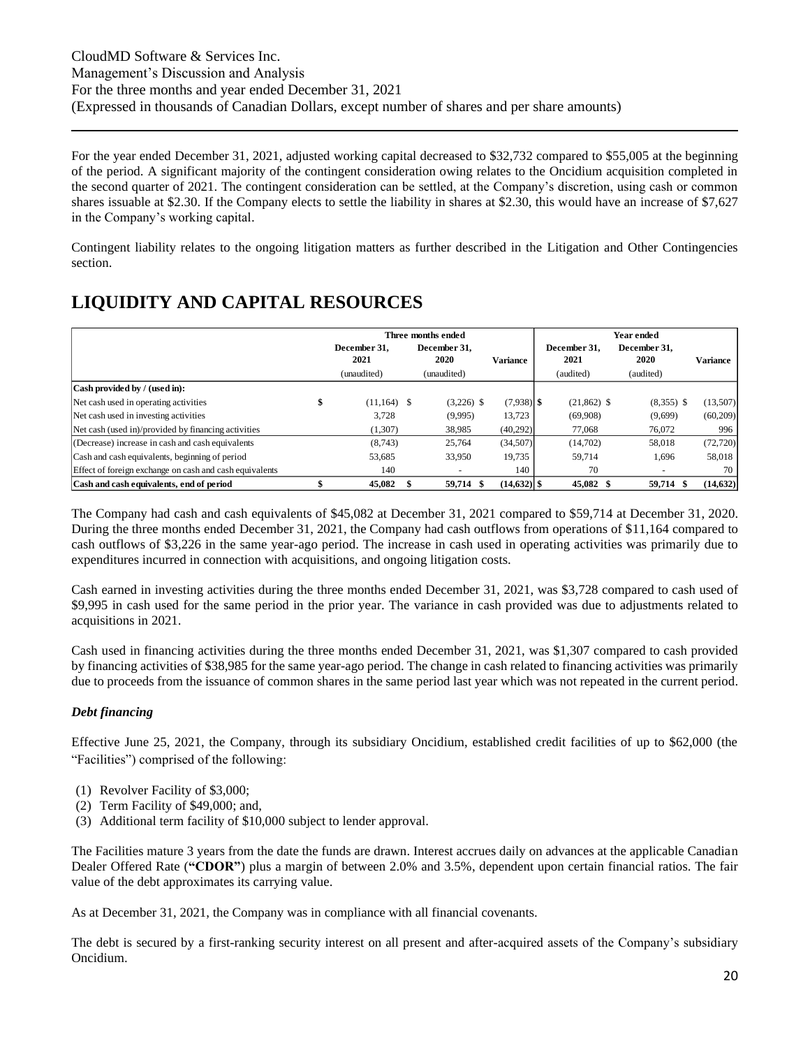For the year ended December 31, 2021, adjusted working capital decreased to $32,732 compared to $55,005 at the beginning of the period. A significant majority of the contingent consideration owing relates to the Oncidium acquisition completed in the second quarter of 2021. The contingent consideration can be settled, at the Company's discretion, using cash or common shares issuable at $2.30. If the Company elects to settle the liability in shares at $2.30, this would have an increase of $7,627 in the Company's working capital.

Contingent liability relates to the ongoing litigation matters as further described in the Litigation and Other Contingencies section.

# LIQUIDITY AND CAPITAL RESOURCES

| | Three months ended | | | Year ended | | |
|---|---|---|---|---|---|---|
| | December 31, 2021 | December 31, 2020 | Variance | December 31, 2021 | December 31, 2020 | Variance |
| | (unaudited) | (unaudited) | | (audited) | (audited) | |
| **Cash provided by / (used in):** | | | | | | |
| Net cash used in operating activities | $ (11,164) | $ (3,226) | $ (7,938) | $ (21,862) | $ (8,355) | $ (13,507) |
| Net cash used in investing activities | 3,728 | (9,995) | 13,723 | (69,908) | (9,699) | (60,209) |
| Net cash (used in)/provided by financing activities | (1,307) | 38,985 | (40,292) | 77,068 | 76,072 | 996 |
| (Decrease) increase in cash and cash equivalents | (8,743) | 25,764 | (34,507) | (14,702) | 58,018 | (72,720) |
| Cash and cash equivalents, beginning of period | 53,685 | 33,950 | 19,735 | 59,714 | 1,696 | 58,018 |
| Effect of foreign exchange on cash and cash equivalents | 140 | - | 140 | 70 | - | 70 |
| **Cash and cash equivalents, end of period** | **$ 45,082** | **$ 59,714** | **$ (14,632)** | **$ 45,082** | **$ 59,714** | **$ (14,632)** |

The Company had cash and cash equivalents of $45,082 at December 31, 2021 compared to $59,714 at December 31, 2020. During the three months ended December 31, 2021, the Company had cash outflows from operations of $11,164 compared to cash outflows of $3,226 in the same year-ago period. The increase in cash used in operating activities was primarily due to expenditures incurred in connection with acquisitions, and ongoing litigation costs.

Cash earned in investing activities during the three months ended December 31, 2021, was $3,728 compared to cash used of $9,995 in cash used for the same period in the prior year. The variance in cash provided was due to adjustments related to acquisitions in 2021.

Cash used in financing activities during the three months ended December 31, 2021, was $1,307 compared to cash provided by financing activities of $38,985 for the same year-ago period. The change in cash related to financing activities was primarily due to proceeds from the issuance of common shares in the same period last year which was not repeated in the current period.

### *Debt financing*

Effective June 25, 2021, the Company, through its subsidiary Oncidium, established credit facilities of up to $62,000 (the "Facilities") comprised of the following:

(1) Revolver Facility of $3,000;
(2) Term Facility of $49,000; and,
(3) Additional term facility of $10,000 subject to lender approval.

The Facilities mature 3 years from the date the funds are drawn. Interest accrues daily on advances at the applicable Canadian Dealer Offered Rate (**"CDOR"**) plus a margin of between 2.0% and 3.5%, dependent upon certain financial ratios. The fair value of the debt approximates its carrying value.

As at December 31, 2021, the Company was in compliance with all financial covenants.

The debt is secured by a first-ranking security interest on all present and after-acquired assets of the Company's subsidiary Oncidium.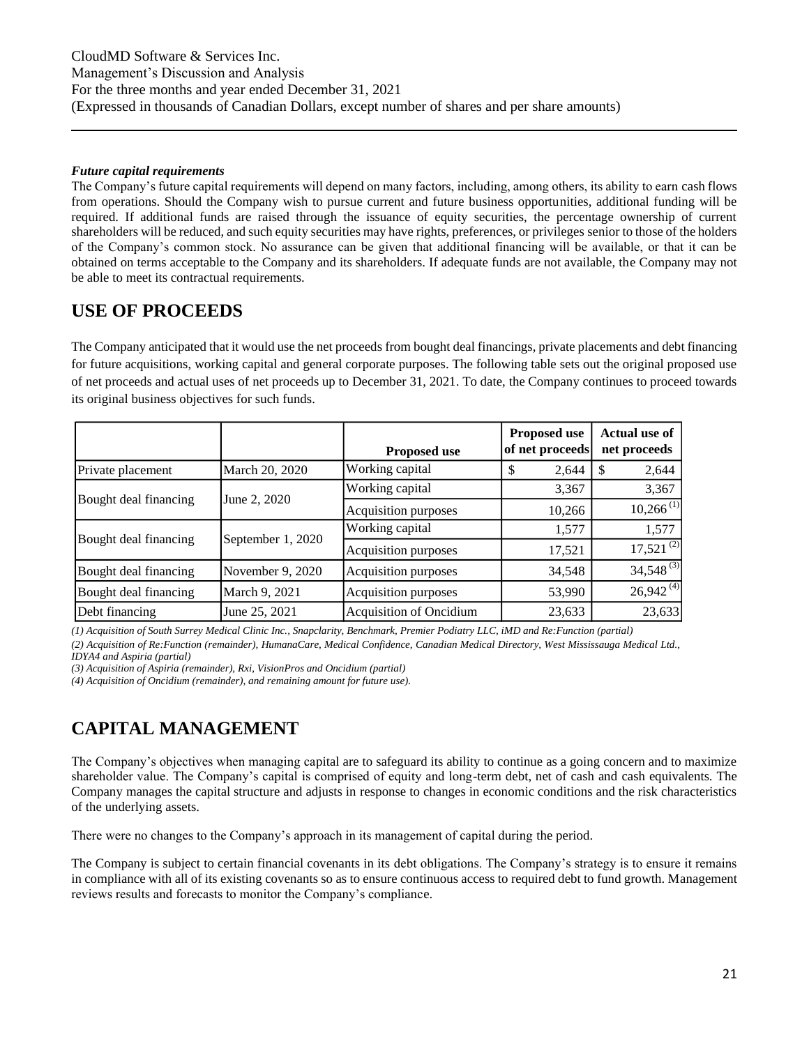#### *Future capital requirements*

The Company's future capital requirements will depend on many factors, including, among others, its ability to earn cash flows from operations. Should the Company wish to pursue current and future business opportunities, additional funding will be required. If additional funds are raised through the issuance of equity securities, the percentage ownership of current shareholders will be reduced, and such equity securities may have rights, preferences, or privileges senior to those of the holders of the Company's common stock. No assurance can be given that additional financing will be available, or that it can be obtained on terms acceptable to the Company and its shareholders. If adequate funds are not available, the Company may not be able to meet its contractual requirements.

## USE OF PROCEEDS

The Company anticipated that it would use the net proceeds from bought deal financings, private placements and debt financing for future acquisitions, working capital and general corporate purposes. The following table sets out the original proposed use of net proceeds and actual uses of net proceeds up to December 31, 2021. To date, the Company continues to proceed towards its original business objectives for such funds.

| | | Proposed use | Proposed use of net proceeds | Actual use of net proceeds |
|---|---|---|---|---|
| Private placement | March 20, 2020 | Working capital | $ 2,644 | $ 2,644 |
| Bought deal financing | June 2, 2020 | Working capital | 3,367 | 3,367 |
| | | Acquisition purposes | 10,266 | 10,266 (1) |
| Bought deal financing | September 1, 2020 | Working capital | 1,577 | 1,577 |
| | | Acquisition purposes | 17,521 | 17,521 (2) |
| Bought deal financing | November 9, 2020 | Acquisition purposes | 34,548 | 34,548 (3) |
| Bought deal financing | March 9, 2021 | Acquisition purposes | 53,990 | 26,942 (4) |
| Debt financing | June 25, 2021 | Acquisition of Oncidium | 23,633 | 23,633 |

*(1) Acquisition of South Surrey Medical Clinic Inc., Snapclarity, Benchmark, Premier Podiatry LLC, iMD and Re:Function (partial)*

*(2) Acquisition of Re:Function (remainder), HumanaCare, Medical Confidence, Canadian Medical Directory, West Mississauga Medical Ltd., IDYA4 and Aspiria (partial)*

*(3) Acquisition of Aspiria (remainder), Rxi, VisionPros and Oncidium (partial)*

*(4) Acquisition of Oncidium (remainder), and remaining amount for future use).*

## CAPITAL MANAGEMENT

The Company's objectives when managing capital are to safeguard its ability to continue as a going concern and to maximize shareholder value. The Company's capital is comprised of equity and long-term debt, net of cash and cash equivalents. The Company manages the capital structure and adjusts in response to changes in economic conditions and the risk characteristics of the underlying assets.

There were no changes to the Company's approach in its management of capital during the period.

The Company is subject to certain financial covenants in its debt obligations. The Company's strategy is to ensure it remains in compliance with all of its existing covenants so as to ensure continuous access to required debt to fund growth. Management reviews results and forecasts to monitor the Company's compliance.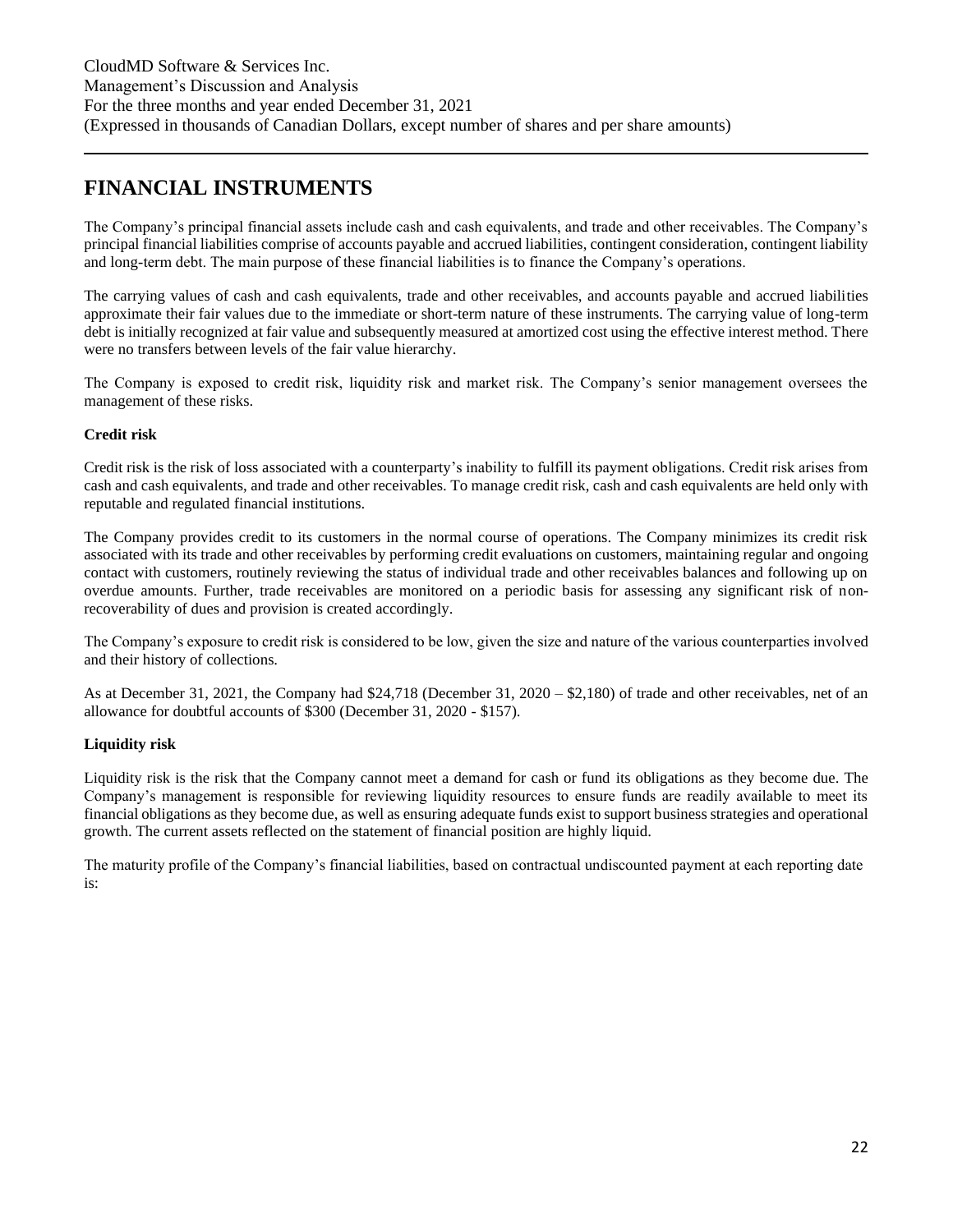# FINANCIAL INSTRUMENTS

The Company's principal financial assets include cash and cash equivalents, and trade and other receivables. The Company's principal financial liabilities comprise of accounts payable and accrued liabilities, contingent consideration, contingent liability and long-term debt. The main purpose of these financial liabilities is to finance the Company's operations.

The carrying values of cash and cash equivalents, trade and other receivables, and accounts payable and accrued liabilities approximate their fair values due to the immediate or short-term nature of these instruments. The carrying value of long-term debt is initially recognized at fair value and subsequently measured at amortized cost using the effective interest method. There were no transfers between levels of the fair value hierarchy.

The Company is exposed to credit risk, liquidity risk and market risk. The Company's senior management oversees the management of these risks.

**Credit risk**

Credit risk is the risk of loss associated with a counterparty's inability to fulfill its payment obligations. Credit risk arises from cash and cash equivalents, and trade and other receivables. To manage credit risk, cash and cash equivalents are held only with reputable and regulated financial institutions.

The Company provides credit to its customers in the normal course of operations. The Company minimizes its credit risk associated with its trade and other receivables by performing credit evaluations on customers, maintaining regular and ongoing contact with customers, routinely reviewing the status of individual trade and other receivables balances and following up on overdue amounts. Further, trade receivables are monitored on a periodic basis for assessing any significant risk of non-recoverability of dues and provision is created accordingly.

The Company's exposure to credit risk is considered to be low, given the size and nature of the various counterparties involved and their history of collections.

As at December 31, 2021, the Company had $24,718 (December 31, 2020 – $2,180) of trade and other receivables, net of an allowance for doubtful accounts of $300 (December 31, 2020 - $157).

**Liquidity risk**

Liquidity risk is the risk that the Company cannot meet a demand for cash or fund its obligations as they become due. The Company's management is responsible for reviewing liquidity resources to ensure funds are readily available to meet its financial obligations as they become due, as well as ensuring adequate funds exist to support business strategies and operational growth. The current assets reflected on the statement of financial position are highly liquid.

The maturity profile of the Company's financial liabilities, based on contractual undiscounted payment at each reporting date is: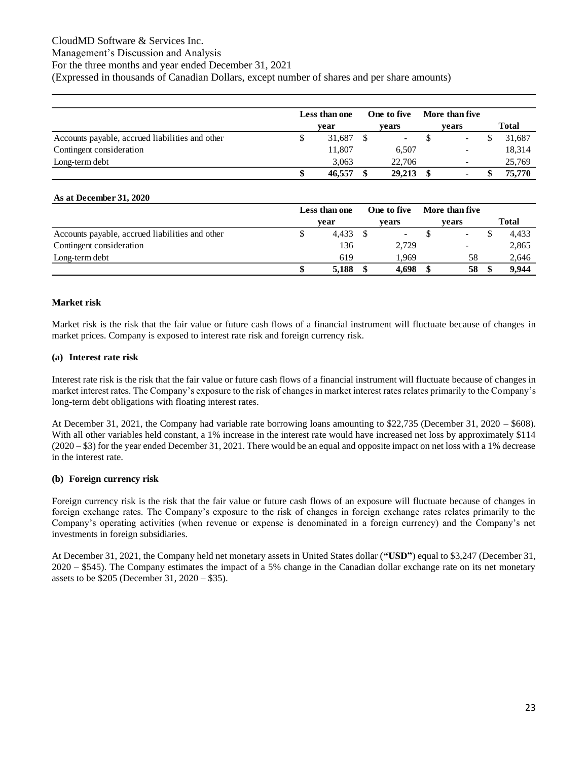| | Less than one year | One to five years | More than five years | Total |
|---|---|---|---|---|
| Accounts payable, accrued liabilities and other | $ 31,687 | $ - | $ - | $ 31,687 |
| Contingent consideration | 11,807 | 6,507 | - | 18,314 |
| Long-term debt | 3,063 | 22,706 | - | 25,769 |
| | **$ 46,557** | **$ 29,213** | **$ -** | **$ 75,770** |

**As at December 31, 2020**

| | Less than one year | One to five years | More than five years | Total |
|---|---|---|---|---|
| Accounts payable, accrued liabilities and other | $ 4,433 | $ - | $ - | $ 4,433 |
| Contingent consideration | 136 | 2,729 | - | 2,865 |
| Long-term debt | 619 | 1,969 | 58 | 2,646 |
| | **$ 5,188** | **$ 4,698** | **$ 58** | **$ 9,944** |

### Market risk

Market risk is the risk that the fair value or future cash flows of a financial instrument will fluctuate because of changes in market prices. Company is exposed to interest rate risk and foreign currency risk.

#### (a) Interest rate risk

Interest rate risk is the risk that the fair value or future cash flows of a financial instrument will fluctuate because of changes in market interest rates. The Company's exposure to the risk of changes in market interest rates relates primarily to the Company's long-term debt obligations with floating interest rates.

At December 31, 2021, the Company had variable rate borrowing loans amounting to $22,735 (December 31, 2020 – $608). With all other variables held constant, a 1% increase in the interest rate would have increased net loss by approximately $114 (2020 – $3) for the year ended December 31, 2021. There would be an equal and opposite impact on net loss with a 1% decrease in the interest rate.

#### (b) Foreign currency risk

Foreign currency risk is the risk that the fair value or future cash flows of an exposure will fluctuate because of changes in foreign exchange rates. The Company's exposure to the risk of changes in foreign exchange rates relates primarily to the Company's operating activities (when revenue or expense is denominated in a foreign currency) and the Company's net investments in foreign subsidiaries.

At December 31, 2021, the Company held net monetary assets in United States dollar (**"USD"**) equal to $3,247 (December 31, 2020 – $545). The Company estimates the impact of a 5% change in the Canadian dollar exchange rate on its net monetary assets to be $205 (December 31, 2020 – $35).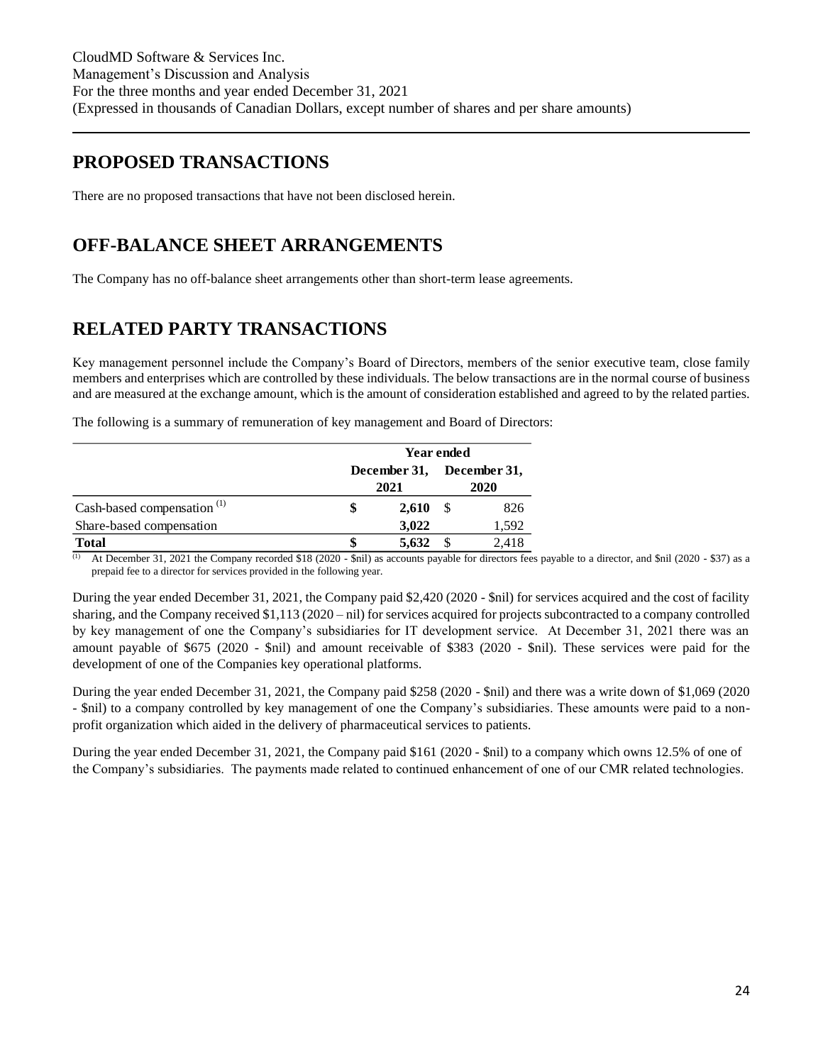## PROPOSED TRANSACTIONS

There are no proposed transactions that have not been disclosed herein.

## OFF-BALANCE SHEET ARRANGEMENTS

The Company has no off-balance sheet arrangements other than short-term lease agreements.

## RELATED PARTY TRANSACTIONS

Key management personnel include the Company's Board of Directors, members of the senior executive team, close family members and enterprises which are controlled by these individuals. The below transactions are in the normal course of business and are measured at the exchange amount, which is the amount of consideration established and agreed to by the related parties.

The following is a summary of remuneration of key management and Board of Directors:

| | Year ended | |
|---|---|---|
| | **December 31, 2021** | **December 31, 2020** |
| Cash-based compensation [1] | $ **2,610** | $ 826 |
| Share-based compensation | **3,022** | 1,592 |
| **Total** | $ **5,632** | $ 2,418 |

[1] At December 31, 2021 the Company recorded $18 (2020 - $nil) as accounts payable for directors fees payable to a director, and $nil (2020 - $37) as a prepaid fee to a director for services provided in the following year.

During the year ended December 31, 2021, the Company paid $2,420 (2020 - $nil) for services acquired and the cost of facility sharing, and the Company received $1,113 (2020 – nil) for services acquired for projects subcontracted to a company controlled by key management of one the Company's subsidiaries for IT development service. At December 31, 2021 there was an amount payable of $675 (2020 - $nil) and amount receivable of $383 (2020 - $nil). These services were paid for the development of one of the Companies key operational platforms.

During the year ended December 31, 2021, the Company paid $258 (2020 - $nil) and there was a write down of $1,069 (2020 - $nil) to a company controlled by key management of one the Company's subsidiaries. These amounts were paid to a non-profit organization which aided in the delivery of pharmaceutical services to patients.

During the year ended December 31, 2021, the Company paid $161 (2020 - $nil) to a company which owns 12.5% of one of the Company's subsidiaries. The payments made related to continued enhancement of one of our CMR related technologies.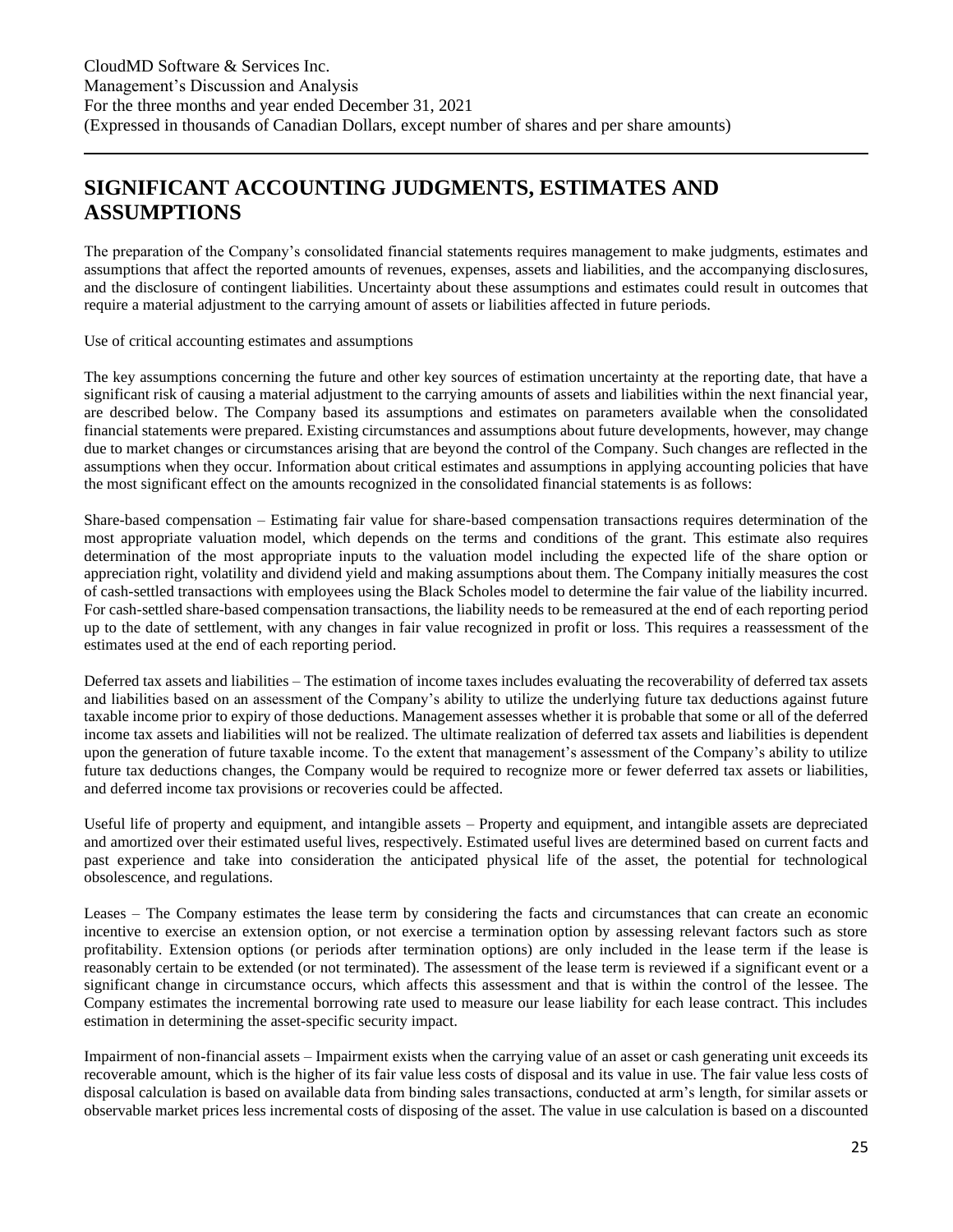## SIGNIFICANT ACCOUNTING JUDGMENTS, ESTIMATES AND ASSUMPTIONS

The preparation of the Company's consolidated financial statements requires management to make judgments, estimates and assumptions that affect the reported amounts of revenues, expenses, assets and liabilities, and the accompanying disclosures, and the disclosure of contingent liabilities. Uncertainty about these assumptions and estimates could result in outcomes that require a material adjustment to the carrying amount of assets or liabilities affected in future periods.

Use of critical accounting estimates and assumptions

The key assumptions concerning the future and other key sources of estimation uncertainty at the reporting date, that have a significant risk of causing a material adjustment to the carrying amounts of assets and liabilities within the next financial year, are described below. The Company based its assumptions and estimates on parameters available when the consolidated financial statements were prepared. Existing circumstances and assumptions about future developments, however, may change due to market changes or circumstances arising that are beyond the control of the Company. Such changes are reflected in the assumptions when they occur. Information about critical estimates and assumptions in applying accounting policies that have the most significant effect on the amounts recognized in the consolidated financial statements is as follows:

Share-based compensation – Estimating fair value for share-based compensation transactions requires determination of the most appropriate valuation model, which depends on the terms and conditions of the grant. This estimate also requires determination of the most appropriate inputs to the valuation model including the expected life of the share option or appreciation right, volatility and dividend yield and making assumptions about them. The Company initially measures the cost of cash-settled transactions with employees using the Black Scholes model to determine the fair value of the liability incurred. For cash-settled share-based compensation transactions, the liability needs to be remeasured at the end of each reporting period up to the date of settlement, with any changes in fair value recognized in profit or loss. This requires a reassessment of the estimates used at the end of each reporting period.

Deferred tax assets and liabilities – The estimation of income taxes includes evaluating the recoverability of deferred tax assets and liabilities based on an assessment of the Company's ability to utilize the underlying future tax deductions against future taxable income prior to expiry of those deductions. Management assesses whether it is probable that some or all of the deferred income tax assets and liabilities will not be realized. The ultimate realization of deferred tax assets and liabilities is dependent upon the generation of future taxable income. To the extent that management's assessment of the Company's ability to utilize future tax deductions changes, the Company would be required to recognize more or fewer deferred tax assets or liabilities, and deferred income tax provisions or recoveries could be affected.

Useful life of property and equipment, and intangible assets – Property and equipment, and intangible assets are depreciated and amortized over their estimated useful lives, respectively. Estimated useful lives are determined based on current facts and past experience and take into consideration the anticipated physical life of the asset, the potential for technological obsolescence, and regulations.

Leases – The Company estimates the lease term by considering the facts and circumstances that can create an economic incentive to exercise an extension option, or not exercise a termination option by assessing relevant factors such as store profitability. Extension options (or periods after termination options) are only included in the lease term if the lease is reasonably certain to be extended (or not terminated). The assessment of the lease term is reviewed if a significant event or a significant change in circumstance occurs, which affects this assessment and that is within the control of the lessee. The Company estimates the incremental borrowing rate used to measure our lease liability for each lease contract. This includes estimation in determining the asset-specific security impact.

Impairment of non-financial assets – Impairment exists when the carrying value of an asset or cash generating unit exceeds its recoverable amount, which is the higher of its fair value less costs of disposal and its value in use. The fair value less costs of disposal calculation is based on available data from binding sales transactions, conducted at arm's length, for similar assets or observable market prices less incremental costs of disposing of the asset. The value in use calculation is based on a discounted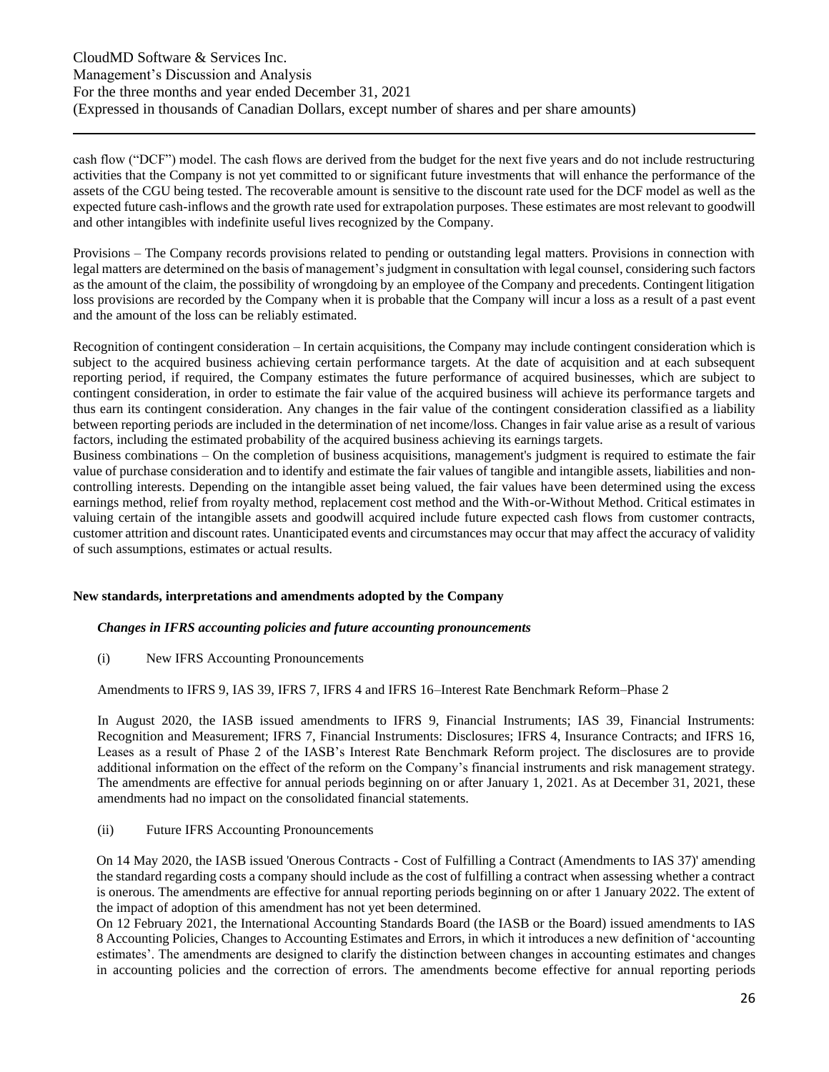cash flow ("DCF") model. The cash flows are derived from the budget for the next five years and do not include restructuring activities that the Company is not yet committed to or significant future investments that will enhance the performance of the assets of the CGU being tested. The recoverable amount is sensitive to the discount rate used for the DCF model as well as the expected future cash-inflows and the growth rate used for extrapolation purposes. These estimates are most relevant to goodwill and other intangibles with indefinite useful lives recognized by the Company.

Provisions – The Company records provisions related to pending or outstanding legal matters. Provisions in connection with legal matters are determined on the basis of management's judgment in consultation with legal counsel, considering such factors as the amount of the claim, the possibility of wrongdoing by an employee of the Company and precedents. Contingent litigation loss provisions are recorded by the Company when it is probable that the Company will incur a loss as a result of a past event and the amount of the loss can be reliably estimated.

Recognition of contingent consideration – In certain acquisitions, the Company may include contingent consideration which is subject to the acquired business achieving certain performance targets. At the date of acquisition and at each subsequent reporting period, if required, the Company estimates the future performance of acquired businesses, which are subject to contingent consideration, in order to estimate the fair value of the acquired business will achieve its performance targets and thus earn its contingent consideration. Any changes in the fair value of the contingent consideration classified as a liability between reporting periods are included in the determination of net income/loss. Changes in fair value arise as a result of various factors, including the estimated probability of the acquired business achieving its earnings targets.

Business combinations – On the completion of business acquisitions, management's judgment is required to estimate the fair value of purchase consideration and to identify and estimate the fair values of tangible and intangible assets, liabilities and non-controlling interests. Depending on the intangible asset being valued, the fair values have been determined using the excess earnings method, relief from royalty method, replacement cost method and the With-or-Without Method. Critical estimates in valuing certain of the intangible assets and goodwill acquired include future expected cash flows from customer contracts, customer attrition and discount rates. Unanticipated events and circumstances may occur that may affect the accuracy of validity of such assumptions, estimates or actual results.

**New standards, interpretations and amendments adopted by the Company**

***Changes in IFRS accounting policies and future accounting pronouncements***

(i) New IFRS Accounting Pronouncements

Amendments to IFRS 9, IAS 39, IFRS 7, IFRS 4 and IFRS 16–Interest Rate Benchmark Reform–Phase 2

In August 2020, the IASB issued amendments to IFRS 9, Financial Instruments; IAS 39, Financial Instruments: Recognition and Measurement; IFRS 7, Financial Instruments: Disclosures; IFRS 4, Insurance Contracts; and IFRS 16, Leases as a result of Phase 2 of the IASB's Interest Rate Benchmark Reform project. The disclosures are to provide additional information on the effect of the reform on the Company's financial instruments and risk management strategy. The amendments are effective for annual periods beginning on or after January 1, 2021. As at December 31, 2021, these amendments had no impact on the consolidated financial statements.

(ii) Future IFRS Accounting Pronouncements

On 14 May 2020, the IASB issued 'Onerous Contracts - Cost of Fulfilling a Contract (Amendments to IAS 37)' amending the standard regarding costs a company should include as the cost of fulfilling a contract when assessing whether a contract is onerous. The amendments are effective for annual reporting periods beginning on or after 1 January 2022. The extent of the impact of adoption of this amendment has not yet been determined.

On 12 February 2021, the International Accounting Standards Board (the IASB or the Board) issued amendments to IAS 8 Accounting Policies, Changes to Accounting Estimates and Errors, in which it introduces a new definition of 'accounting estimates'. The amendments are designed to clarify the distinction between changes in accounting estimates and changes in accounting policies and the correction of errors. The amendments become effective for annual reporting periods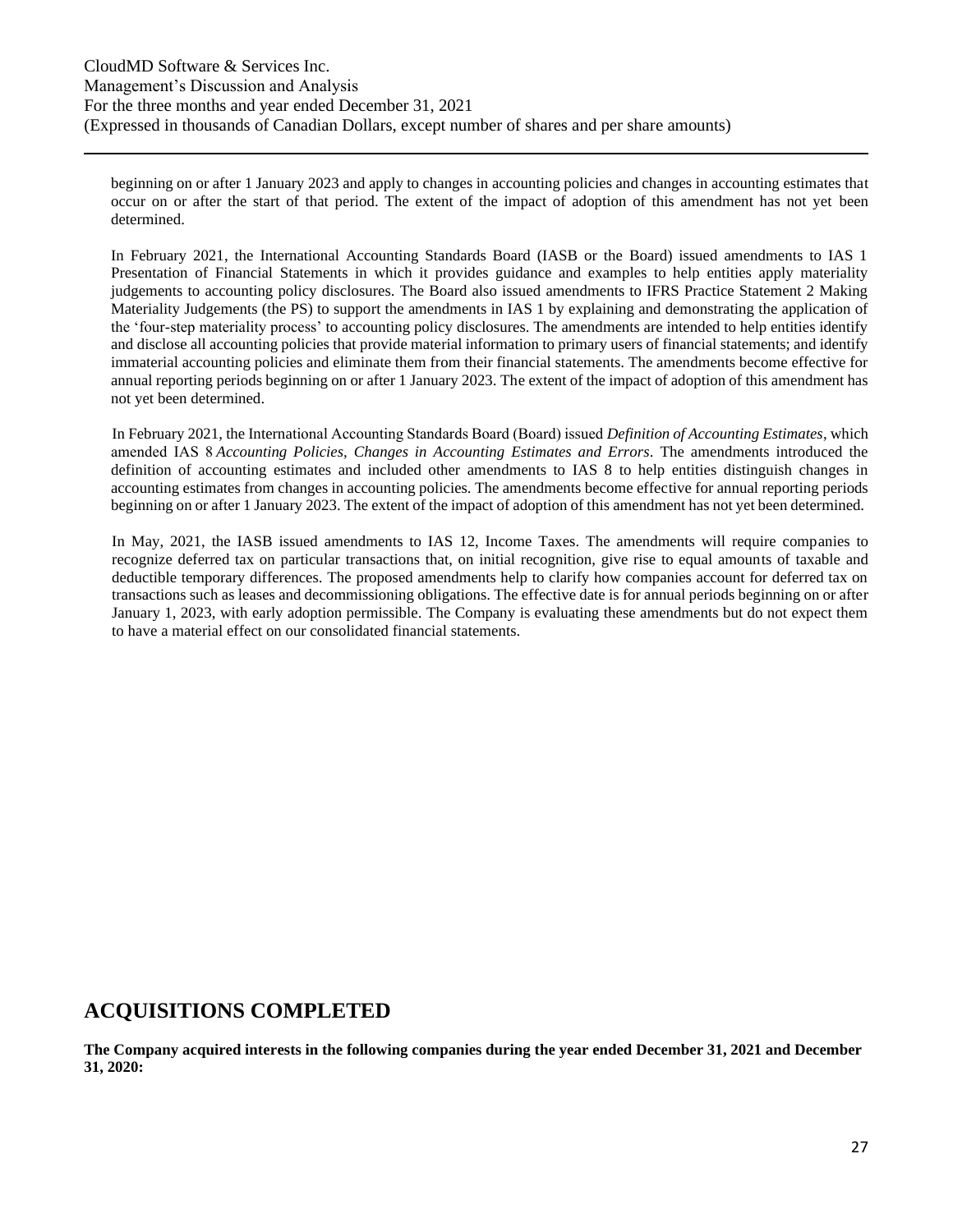beginning on or after 1 January 2023 and apply to changes in accounting policies and changes in accounting estimates that occur on or after the start of that period. The extent of the impact of adoption of this amendment has not yet been determined.

In February 2021, the International Accounting Standards Board (IASB or the Board) issued amendments to IAS 1 Presentation of Financial Statements in which it provides guidance and examples to help entities apply materiality judgements to accounting policy disclosures. The Board also issued amendments to IFRS Practice Statement 2 Making Materiality Judgements (the PS) to support the amendments in IAS 1 by explaining and demonstrating the application of the 'four-step materiality process' to accounting policy disclosures. The amendments are intended to help entities identify and disclose all accounting policies that provide material information to primary users of financial statements; and identify immaterial accounting policies and eliminate them from their financial statements. The amendments become effective for annual reporting periods beginning on or after 1 January 2023. The extent of the impact of adoption of this amendment has not yet been determined.

In February 2021, the International Accounting Standards Board (Board) issued *Definition of Accounting Estimates*, which amended IAS 8 *Accounting Policies, Changes in Accounting Estimates and Errors*. The amendments introduced the definition of accounting estimates and included other amendments to IAS 8 to help entities distinguish changes in accounting estimates from changes in accounting policies. The amendments become effective for annual reporting periods beginning on or after 1 January 2023. The extent of the impact of adoption of this amendment has not yet been determined.

In May, 2021, the IASB issued amendments to IAS 12, Income Taxes. The amendments will require companies to recognize deferred tax on particular transactions that, on initial recognition, give rise to equal amounts of taxable and deductible temporary differences. The proposed amendments help to clarify how companies account for deferred tax on transactions such as leases and decommissioning obligations. The effective date is for annual periods beginning on or after January 1, 2023, with early adoption permissible. The Company is evaluating these amendments but do not expect them to have a material effect on our consolidated financial statements.

## ACQUISITIONS COMPLETED

**The Company acquired interests in the following companies during the year ended December 31, 2021 and December 31, 2020:**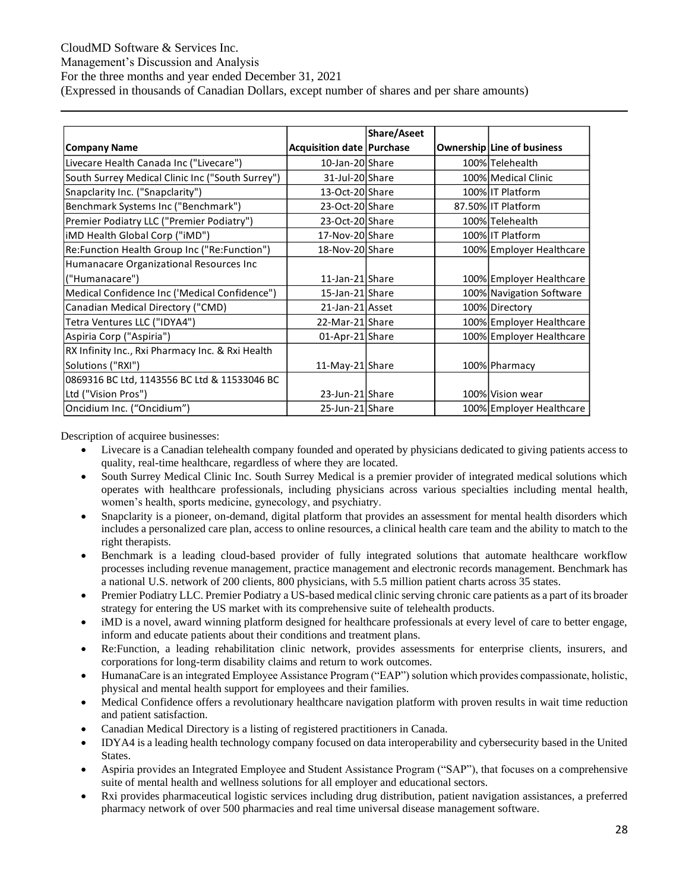| Company Name | Acquisition date | Share/Aseet Purchase | Ownership | Line of business |
|---|---|---|---|---|
| Livecare Health Canada Inc ("Livecare") | 10-Jan-20 | Share | 100% | Telehealth |
| South Surrey Medical Clinic Inc ("South Surrey") | 31-Jul-20 | Share | 100% | Medical Clinic |
| Snapclarity Inc. ("Snapclarity") | 13-Oct-20 | Share | 100% | IT Platform |
| Benchmark Systems Inc ("Benchmark") | 23-Oct-20 | Share | 87.50% | IT Platform |
| Premier Podiatry LLC ("Premier Podiatry") | 23-Oct-20 | Share | 100% | Telehealth |
| iMD Health Global Corp ("iMD") | 17-Nov-20 | Share | 100% | IT Platform |
| Re:Function Health Group Inc ("Re:Function") | 18-Nov-20 | Share | 100% | Employer Healthcare |
| Humanacare Organizational Resources Inc ("Humanacare") | 11-Jan-21 | Share | 100% | Employer Healthcare |
| Medical Confidence Inc ('Medical Confidence") | 15-Jan-21 | Share | 100% | Navigation Software |
| Canadian Medical Directory ("CMD) | 21-Jan-21 | Asset | 100% | Directory |
| Tetra Ventures LLC ("IDYA4") | 22-Mar-21 | Share | 100% | Employer Healthcare |
| Aspiria Corp ("Aspiria") | 01-Apr-21 | Share | 100% | Employer Healthcare |
| RX Infinity Inc., Rxi Pharmacy Inc. & Rxi Health Solutions ("RXI") | 11-May-21 | Share | 100% | Pharmacy |
| 0869316 BC Ltd, 1143556 BC Ltd & 11533046 BC Ltd ("Vision Pros") | 23-Jun-21 | Share | 100% | Vision wear |
| Oncidium Inc. ("Oncidium") | 25-Jun-21 | Share | 100% | Employer Healthcare |

Description of acquiree businesses:

- Livecare is a Canadian telehealth company founded and operated by physicians dedicated to giving patients access to quality, real-time healthcare, regardless of where they are located.
- South Surrey Medical Clinic Inc. South Surrey Medical is a premier provider of integrated medical solutions which operates with healthcare professionals, including physicians across various specialties including mental health, women's health, sports medicine, gynecology, and psychiatry.
- Snapclarity is a pioneer, on-demand, digital platform that provides an assessment for mental health disorders which includes a personalized care plan, access to online resources, a clinical health care team and the ability to match to the right therapists.
- Benchmark is a leading cloud-based provider of fully integrated solutions that automate healthcare workflow processes including revenue management, practice management and electronic records management. Benchmark has a national U.S. network of 200 clients, 800 physicians, with 5.5 million patient charts across 35 states.
- Premier Podiatry LLC. Premier Podiatry a US-based medical clinic serving chronic care patients as a part of its broader strategy for entering the US market with its comprehensive suite of telehealth products.
- iMD is a novel, award winning platform designed for healthcare professionals at every level of care to better engage, inform and educate patients about their conditions and treatment plans.
- Re:Function, a leading rehabilitation clinic network, provides assessments for enterprise clients, insurers, and corporations for long-term disability claims and return to work outcomes.
- HumanaCare is an integrated Employee Assistance Program ("EAP") solution which provides compassionate, holistic, physical and mental health support for employees and their families.
- Medical Confidence offers a revolutionary healthcare navigation platform with proven results in wait time reduction and patient satisfaction.
- Canadian Medical Directory is a listing of registered practitioners in Canada.
- IDYA4 is a leading health technology company focused on data interoperability and cybersecurity based in the United States.
- Aspiria provides an Integrated Employee and Student Assistance Program ("SAP"), that focuses on a comprehensive suite of mental health and wellness solutions for all employer and educational sectors.
- Rxi provides pharmaceutical logistic services including drug distribution, patient navigation assistances, a preferred pharmacy network of over 500 pharmacies and real time universal disease management software.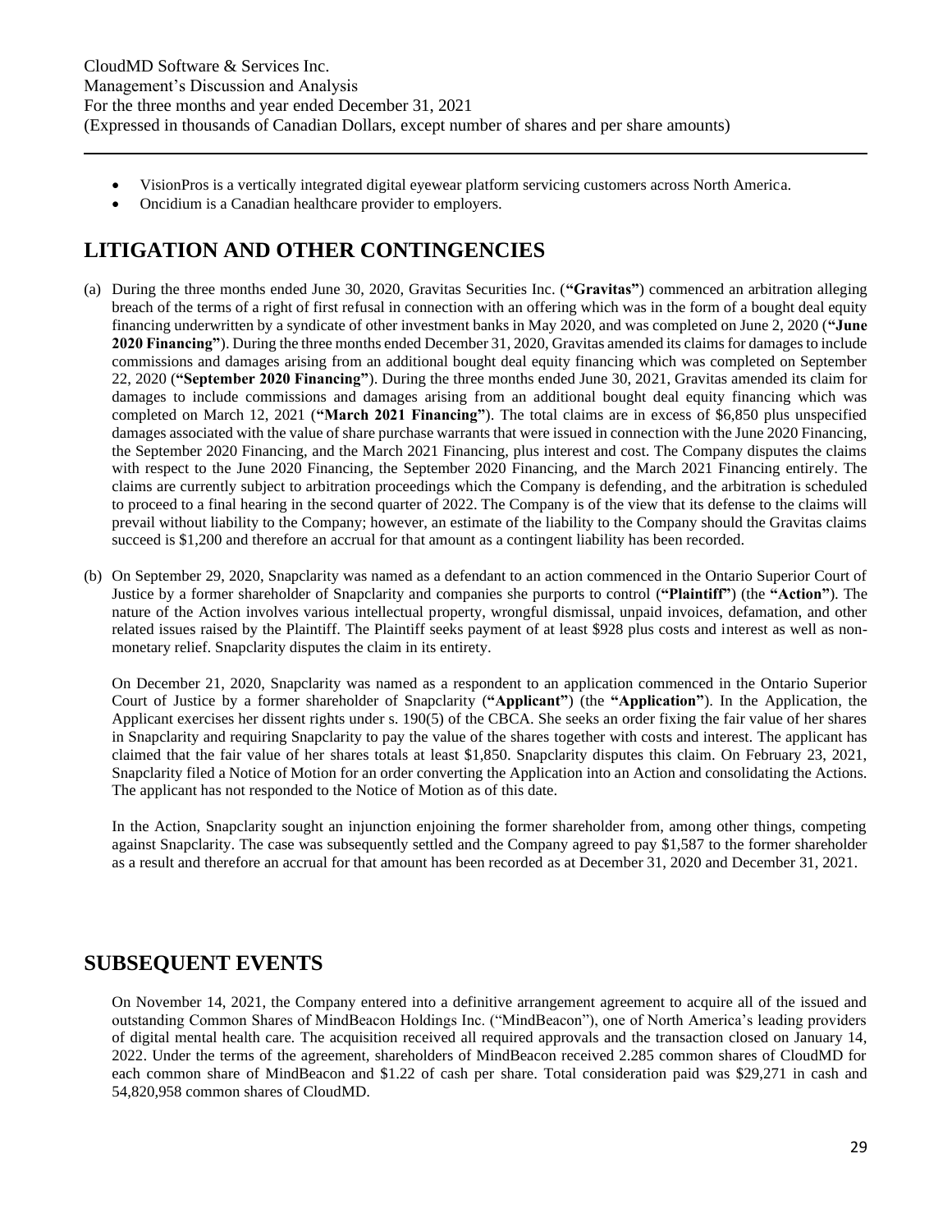- VisionPros is a vertically integrated digital eyewear platform servicing customers across North America.
- Oncidium is a Canadian healthcare provider to employers.

# LITIGATION AND OTHER CONTINGENCIES

(a) During the three months ended June 30, 2020, Gravitas Securities Inc. (**"Gravitas"**) commenced an arbitration alleging breach of the terms of a right of first refusal in connection with an offering which was in the form of a bought deal equity financing underwritten by a syndicate of other investment banks in May 2020, and was completed on June 2, 2020 (**"June 2020 Financing"**). During the three months ended December 31, 2020, Gravitas amended its claims for damages to include commissions and damages arising from an additional bought deal equity financing which was completed on September 22, 2020 (**"September 2020 Financing"**). During the three months ended June 30, 2021, Gravitas amended its claim for damages to include commissions and damages arising from an additional bought deal equity financing which was completed on March 12, 2021 (**"March 2021 Financing"**). The total claims are in excess of $6,850 plus unspecified damages associated with the value of share purchase warrants that were issued in connection with the June 2020 Financing, the September 2020 Financing, and the March 2021 Financing, plus interest and cost. The Company disputes the claims with respect to the June 2020 Financing, the September 2020 Financing, and the March 2021 Financing entirely. The claims are currently subject to arbitration proceedings which the Company is defending, and the arbitration is scheduled to proceed to a final hearing in the second quarter of 2022. The Company is of the view that its defense to the claims will prevail without liability to the Company; however, an estimate of the liability to the Company should the Gravitas claims succeed is $1,200 and therefore an accrual for that amount as a contingent liability has been recorded.

(b) On September 29, 2020, Snapclarity was named as a defendant to an action commenced in the Ontario Superior Court of Justice by a former shareholder of Snapclarity and companies she purports to control (**"Plaintiff"**) (the **"Action"**). The nature of the Action involves various intellectual property, wrongful dismissal, unpaid invoices, defamation, and other related issues raised by the Plaintiff. The Plaintiff seeks payment of at least $928 plus costs and interest as well as non-monetary relief. Snapclarity disputes the claim in its entirety.

On December 21, 2020, Snapclarity was named as a respondent to an application commenced in the Ontario Superior Court of Justice by a former shareholder of Snapclarity (**"Applicant"**) (the **"Application"**). In the Application, the Applicant exercises her dissent rights under s. 190(5) of the CBCA. She seeks an order fixing the fair value of her shares in Snapclarity and requiring Snapclarity to pay the value of the shares together with costs and interest. The applicant has claimed that the fair value of her shares totals at least $1,850. Snapclarity disputes this claim. On February 23, 2021, Snapclarity filed a Notice of Motion for an order converting the Application into an Action and consolidating the Actions. The applicant has not responded to the Notice of Motion as of this date.

In the Action, Snapclarity sought an injunction enjoining the former shareholder from, among other things, competing against Snapclarity. The case was subsequently settled and the Company agreed to pay $1,587 to the former shareholder as a result and therefore an accrual for that amount has been recorded as at December 31, 2020 and December 31, 2021.

# SUBSEQUENT EVENTS

On November 14, 2021, the Company entered into a definitive arrangement agreement to acquire all of the issued and outstanding Common Shares of MindBeacon Holdings Inc. ("MindBeacon"), one of North America's leading providers of digital mental health care. The acquisition received all required approvals and the transaction closed on January 14, 2022. Under the terms of the agreement, shareholders of MindBeacon received 2.285 common shares of CloudMD for each common share of MindBeacon and $1.22 of cash per share. Total consideration paid was $29,271 in cash and 54,820,958 common shares of CloudMD.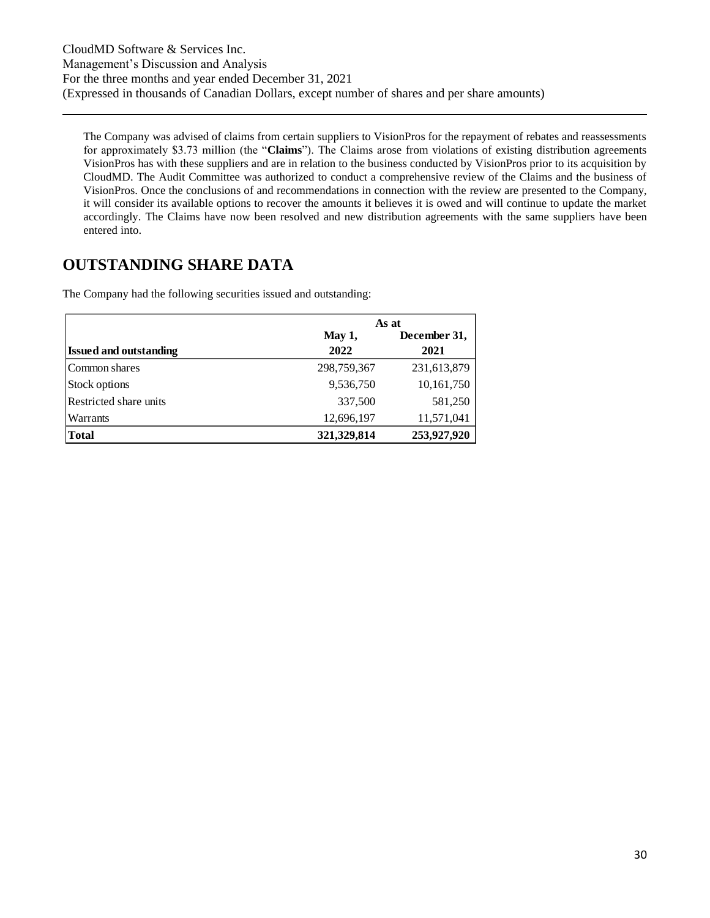The Company was advised of claims from certain suppliers to VisionPros for the repayment of rebates and reassessments for approximately \$3.73 million (the "**Claims**"). The Claims arose from violations of existing distribution agreements VisionPros has with these suppliers and are in relation to the business conducted by VisionPros prior to its acquisition by CloudMD. The Audit Committee was authorized to conduct a comprehensive review of the Claims and the business of VisionPros. Once the conclusions of and recommendations in connection with the review are presented to the Company, it will consider its available options to recover the amounts it believes it is owed and will continue to update the market accordingly. The Claims have now been resolved and new distribution agreements with the same suppliers have been entered into.

# OUTSTANDING SHARE DATA

The Company had the following securities issued and outstanding:

| | As at | |
|---|---|---|
| **Issued and outstanding** | **May 1, 2022** | **December 31, 2021** |
| Common shares | 298,759,367 | 231,613,879 |
| Stock options | 9,536,750 | 10,161,750 |
| Restricted share units | 337,500 | 581,250 |
| Warrants | 12,696,197 | 11,571,041 |
| **Total** | **321,329,814** | **253,927,920** |